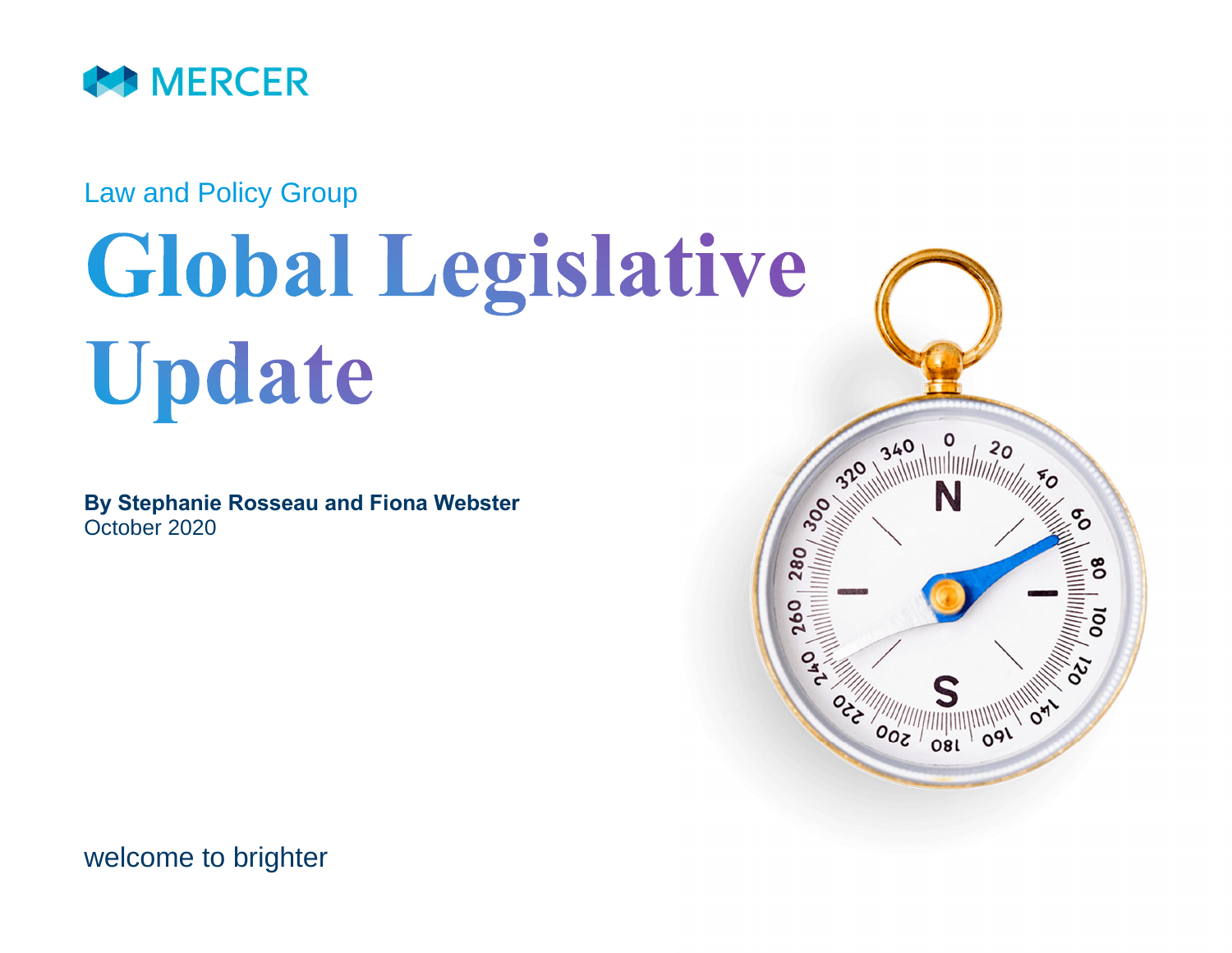MERCER

Law and Policy Group

# Global Legislative Update

**By Stephanie Rosseau and Fiona Webster**
October 2020

welcome to brighter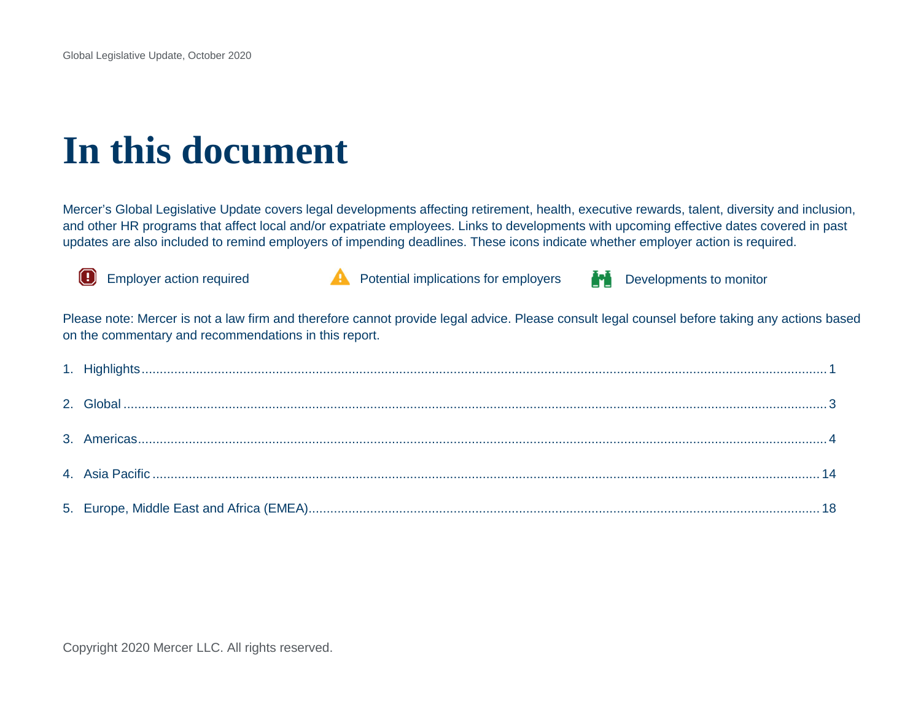# In this document

Mercer's Global Legislative Update covers legal developments affecting retirement, health, executive rewards, talent, diversity and inclusion, and other HR programs that affect local and/or expatriate employees. Links to developments with upcoming effective dates covered in past updates are also included to remind employers of impending deadlines. These icons indicate whether employer action is required.

Employer action required | Potential implications for employers | Developments to monitor

Please note: Mercer is not a law firm and therefore cannot provide legal advice. Please consult legal counsel before taking any actions based on the commentary and recommendations in this report.

1. Highlights ........ 1
2. Global ........ 3
3. Americas ........ 4
4. Asia Pacific ........ 14
5. Europe, Middle East and Africa (EMEA) ........ 18

Copyright 2020 Mercer LLC. All rights reserved.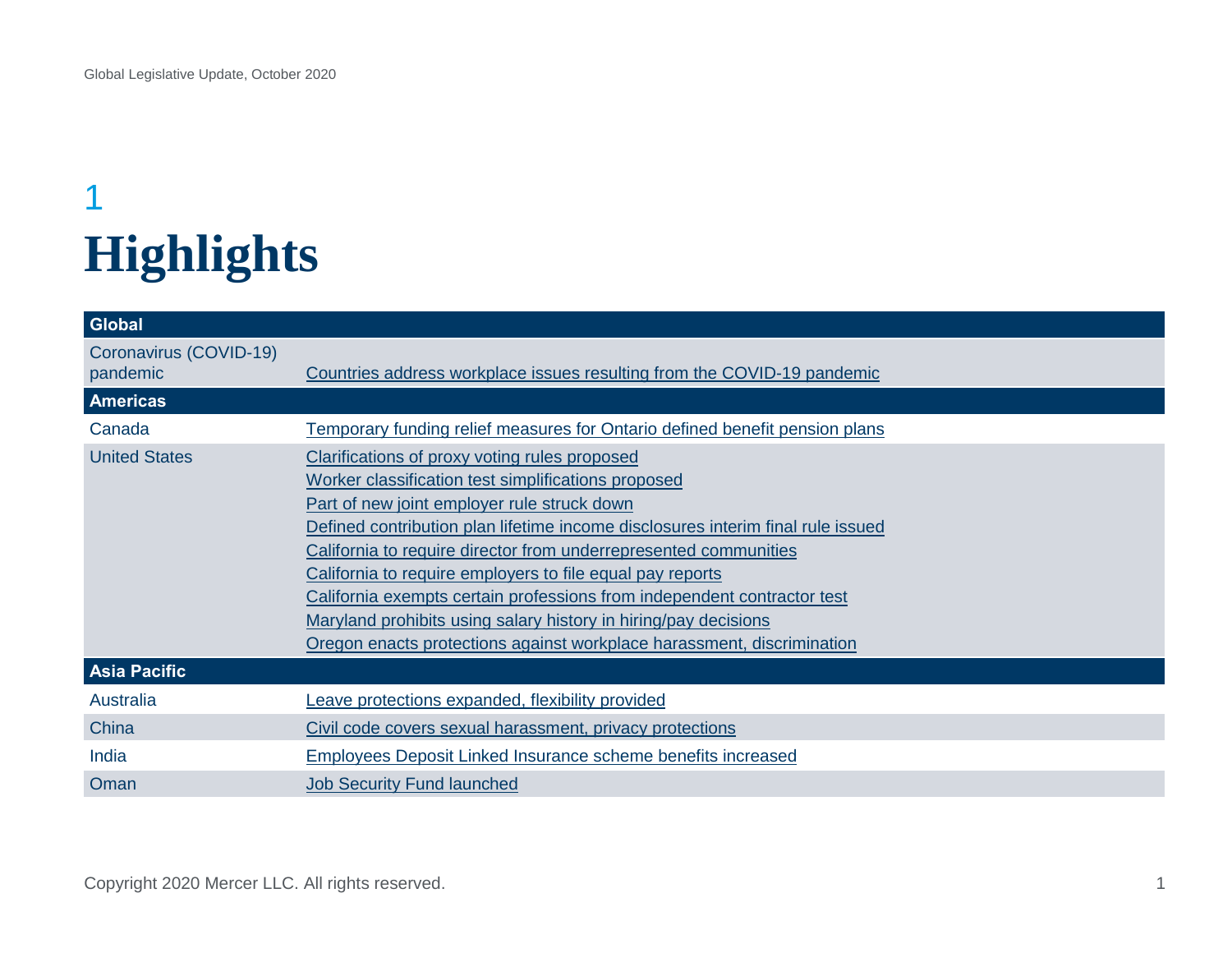# 1 Highlights

| Global | |
|---|---|
| Coronavirus (COVID-19) pandemic | Countries address workplace issues resulting from the COVID-19 pandemic |
| **Americas** | |
| Canada | Temporary funding relief measures for Ontario defined benefit pension plans |
| United States | Clarifications of proxy voting rules proposed<br>Worker classification test simplifications proposed<br>Part of new joint employer rule struck down<br>Defined contribution plan lifetime income disclosures interim final rule issued<br>California to require director from underrepresented communities<br>California to require employers to file equal pay reports<br>California exempts certain professions from independent contractor test<br>Maryland prohibits using salary history in hiring/pay decisions<br>Oregon enacts protections against workplace harassment, discrimination |
| **Asia Pacific** | |
| Australia | Leave protections expanded, flexibility provided |
| China | Civil code covers sexual harassment, privacy protections |
| India | Employees Deposit Linked Insurance scheme benefits increased |
| Oman | Job Security Fund launched |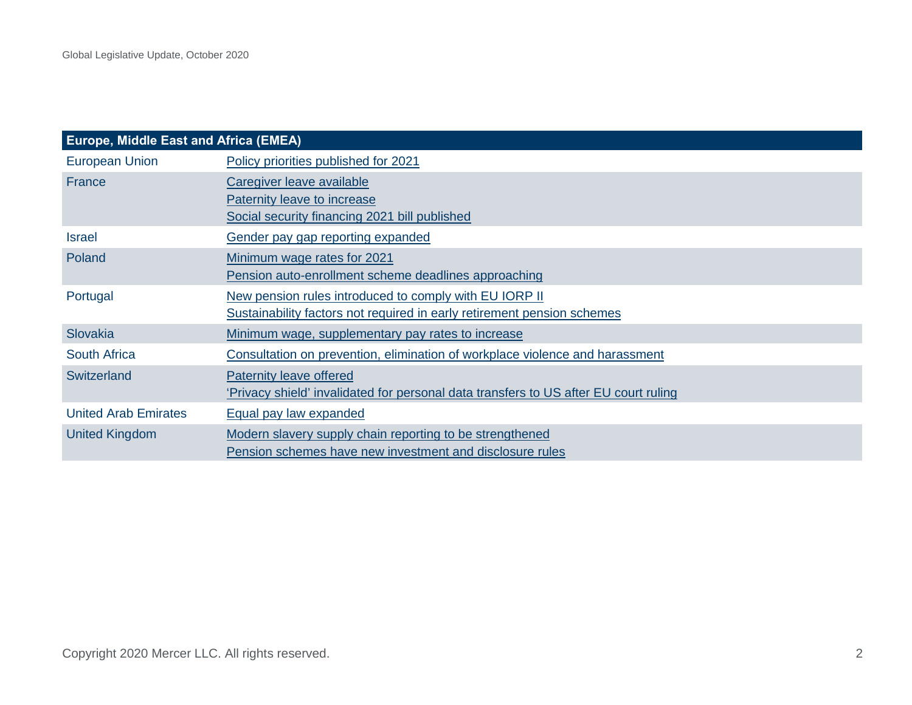| Europe, Middle East and Africa (EMEA) | |
|---|---|
| European Union | Policy priorities published for 2021 |
| France | Caregiver leave available<br>Paternity leave to increase<br>Social security financing 2021 bill published |
| Israel | Gender pay gap reporting expanded |
| Poland | Minimum wage rates for 2021<br>Pension auto-enrollment scheme deadlines approaching |
| Portugal | New pension rules introduced to comply with EU IORP II<br>Sustainability factors not required in early retirement pension schemes |
| Slovakia | Minimum wage, supplementary pay rates to increase |
| South Africa | Consultation on prevention, elimination of workplace violence and harassment |
| Switzerland | Paternity leave offered<br>'Privacy shield' invalidated for personal data transfers to US after EU court ruling |
| United Arab Emirates | Equal pay law expanded |
| United Kingdom | Modern slavery supply chain reporting to be strengthened<br>Pension schemes have new investment and disclosure rules |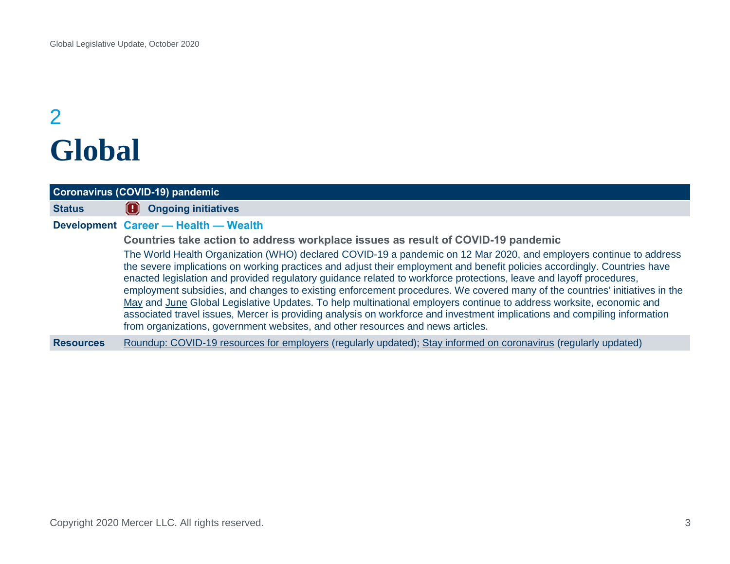# 2
# Global

| Coronavirus (COVID-19) pandemic | |
|---|---|
| **Status** | **Ongoing initiatives** |
| **Development** | **Career — Health — Wealth**<br>**Countries take action to address workplace issues as result of COVID-19 pandemic**<br>The World Health Organization (WHO) declared COVID-19 a pandemic on 12 Mar 2020, and employers continue to address the severe implications on working practices and adjust their employment and benefit policies accordingly. Countries have enacted legislation and provided regulatory guidance related to workforce protections, leave and layoff procedures, employment subsidies, and changes to existing enforcement procedures. We covered many of the countries' initiatives in the May and June Global Legislative Updates. To help multinational employers continue to address worksite, economic and associated travel issues, Mercer is providing analysis on workforce and investment implications and compiling information from organizations, government websites, and other resources and news articles. |
| **Resources** | Roundup: COVID-19 resources for employers (regularly updated); Stay informed on coronavirus (regularly updated) |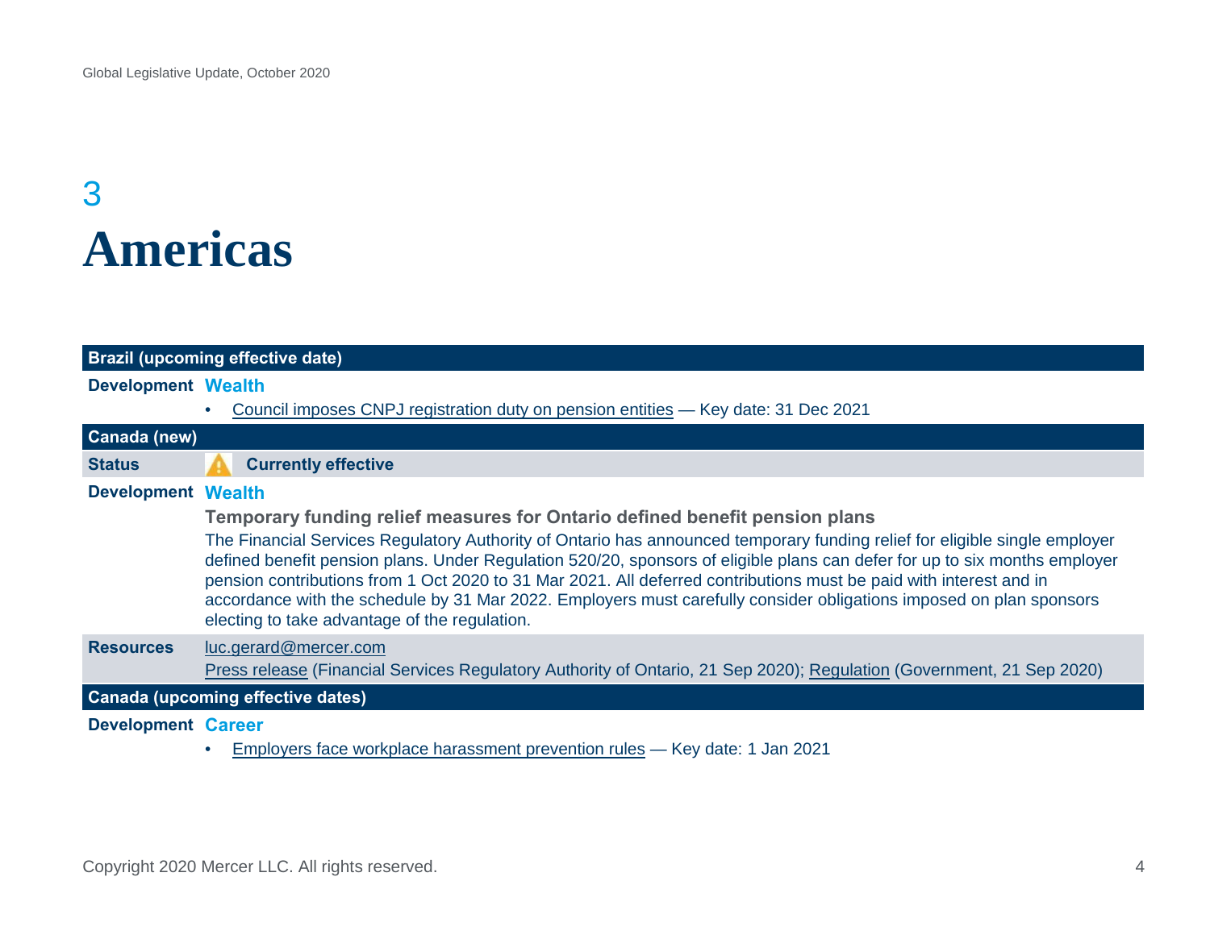# 3

# Americas

| Brazil (upcoming effective date) | |
|---|---|
| **Development** | **Wealth** |
| | • Council imposes CNPJ registration duty on pension entities — Key date: 31 Dec 2021 |
| **Canada (new)** | |
| **Status** | ⚠ **Currently effective** |
| **Development** | **Wealth** |
| | **Temporary funding relief measures for Ontario defined benefit pension plans** The Financial Services Regulatory Authority of Ontario has announced temporary funding relief for eligible single employer defined benefit pension plans. Under Regulation 520/20, sponsors of eligible plans can defer for up to six months employer pension contributions from 1 Oct 2020 to 31 Mar 2021. All deferred contributions must be paid with interest and in accordance with the schedule by 31 Mar 2022. Employers must carefully consider obligations imposed on plan sponsors electing to take advantage of the regulation. |
| **Resources** | luc.gerard@mercer.com Press release (Financial Services Regulatory Authority of Ontario, 21 Sep 2020); Regulation (Government, 21 Sep 2020) |
| **Canada (upcoming effective dates)** | |
| **Development** | **Career** |
| | • Employers face workplace harassment prevention rules — Key date: 1 Jan 2021 |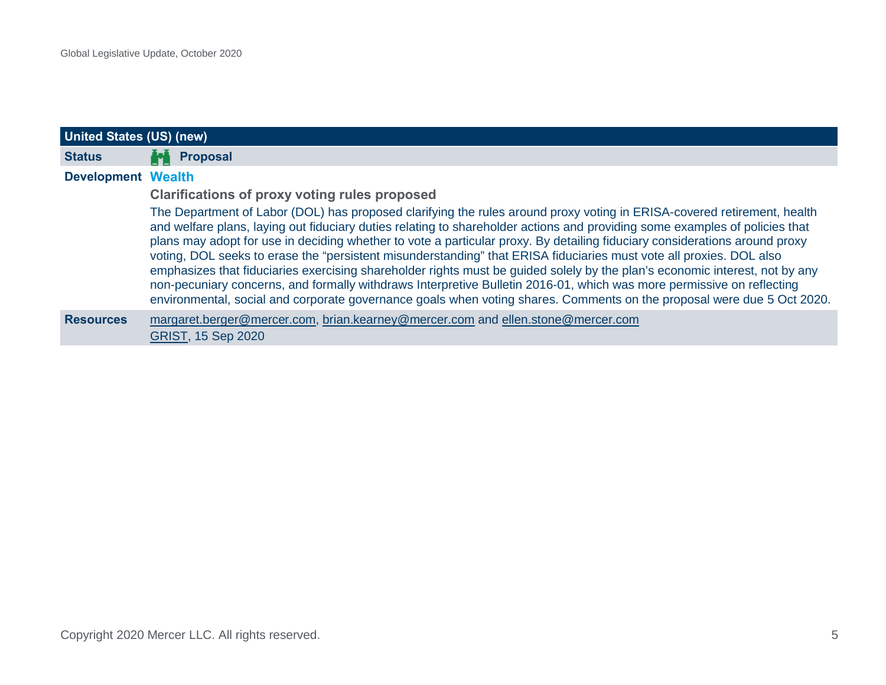| United States (US) (new) | |
|---|---|
| **Status** | **Proposal** |
| **Development** | **Wealth**<br><br>**Clarifications of proxy voting rules proposed**<br><br>The Department of Labor (DOL) has proposed clarifying the rules around proxy voting in ERISA-covered retirement, health and welfare plans, laying out fiduciary duties relating to shareholder actions and providing some examples of policies that plans may adopt for use in deciding whether to vote a particular proxy. By detailing fiduciary considerations around proxy voting, DOL seeks to erase the "persistent misunderstanding" that ERISA fiduciaries must vote all proxies. DOL also emphasizes that fiduciaries exercising shareholder rights must be guided solely by the plan's economic interest, not by any non-pecuniary concerns, and formally withdraws Interpretive Bulletin 2016-01, which was more permissive on reflecting environmental, social and corporate governance goals when voting shares. Comments on the proposal were due 5 Oct 2020. |
| **Resources** | margaret.berger@mercer.com, brian.kearney@mercer.com and ellen.stone@mercer.com<br>GRIST, 15 Sep 2020 |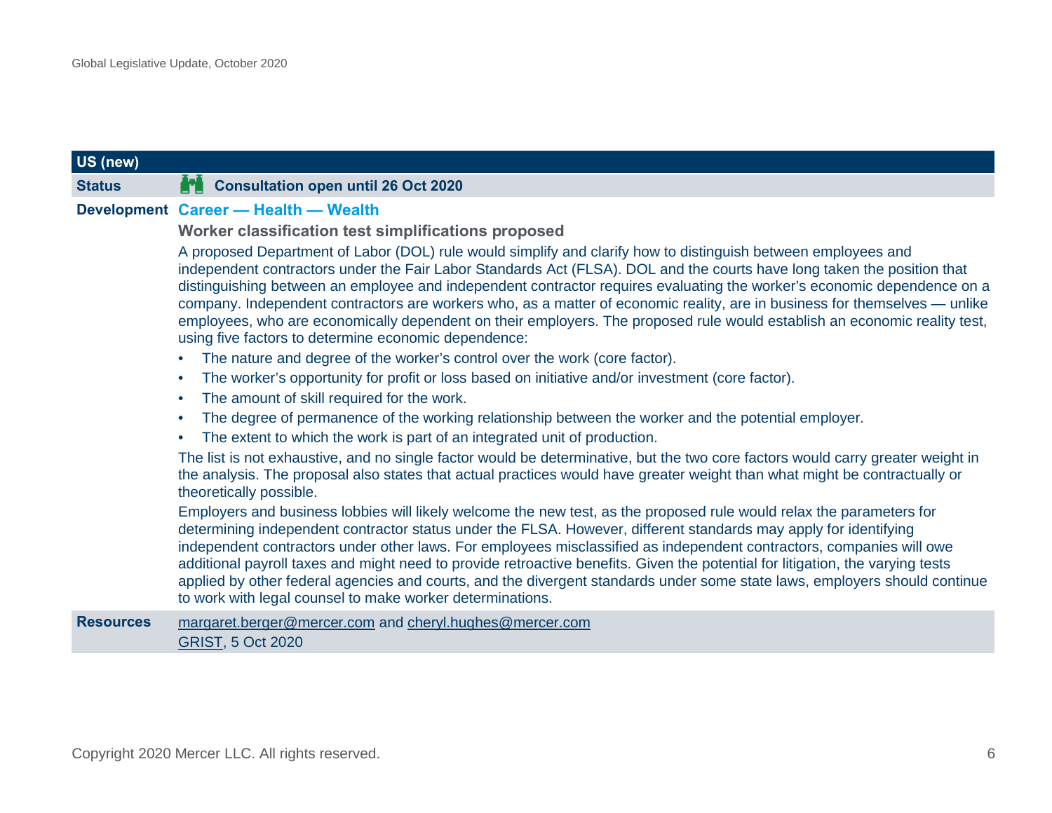## US (new)

**Status** Consultation open until 26 Oct 2020

**Development** **Career — Health — Wealth**

### Worker classification test simplifications proposed

A proposed Department of Labor (DOL) rule would simplify and clarify how to distinguish between employees and independent contractors under the Fair Labor Standards Act (FLSA). DOL and the courts have long taken the position that distinguishing between an employee and independent contractor requires evaluating the worker's economic dependence on a company. Independent contractors are workers who, as a matter of economic reality, are in business for themselves — unlike employees, who are economically dependent on their employers. The proposed rule would establish an economic reality test, using five factors to determine economic dependence:

- The nature and degree of the worker's control over the work (core factor).
- The worker's opportunity for profit or loss based on initiative and/or investment (core factor).
- The amount of skill required for the work.
- The degree of permanence of the working relationship between the worker and the potential employer.
- The extent to which the work is part of an integrated unit of production.

The list is not exhaustive, and no single factor would be determinative, but the two core factors would carry greater weight in the analysis. The proposal also states that actual practices would have greater weight than what might be contractually or theoretically possible.

Employers and business lobbies will likely welcome the new test, as the proposed rule would relax the parameters for determining independent contractor status under the FLSA. However, different standards may apply for identifying independent contractors under other laws. For employees misclassified as independent contractors, companies will owe additional payroll taxes and might need to provide retroactive benefits. Given the potential for litigation, the varying tests applied by other federal agencies and courts, and the divergent standards under some state laws, employers should continue to work with legal counsel to make worker determinations.

**Resources** margaret.berger@mercer.com and cheryl.hughes@mercer.com
GRIST, 5 Oct 2020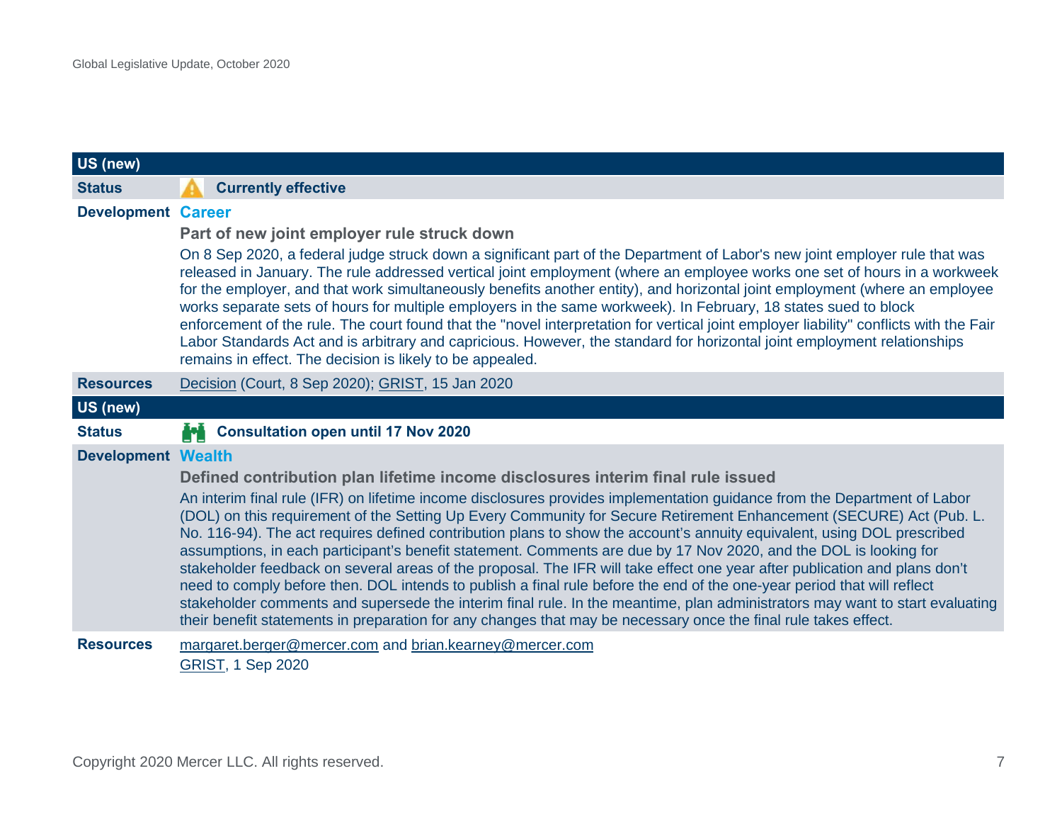| US (new) | |
|---|---|
| **Status** | **Currently effective** |
| **Development** | **Career** |
| | **Part of new joint employer rule struck down** |
| | On 8 Sep 2020, a federal judge struck down a significant part of the Department of Labor's new joint employer rule that was released in January. The rule addressed vertical joint employment (where an employee works one set of hours in a workweek for the employer, and that work simultaneously benefits another entity), and horizontal joint employment (where an employee works separate sets of hours for multiple employers in the same workweek). In February, 18 states sued to block enforcement of the rule. The court found that the "novel interpretation for vertical joint employer liability" conflicts with the Fair Labor Standards Act and is arbitrary and capricious. However, the standard for horizontal joint employment relationships remains in effect. The decision is likely to be appealed. |
| **Resources** | Decision (Court, 8 Sep 2020); GRIST, 15 Jan 2020 |

| US (new) | |
|---|---|
| **Status** | **Consultation open until 17 Nov 2020** |
| **Development** | **Wealth** |
| | **Defined contribution plan lifetime income disclosures interim final rule issued** |
| | An interim final rule (IFR) on lifetime income disclosures provides implementation guidance from the Department of Labor (DOL) on this requirement of the Setting Up Every Community for Secure Retirement Enhancement (SECURE) Act (Pub. L. No. 116-94). The act requires defined contribution plans to show the account's annuity equivalent, using DOL prescribed assumptions, in each participant's benefit statement. Comments are due by 17 Nov 2020, and the DOL is looking for stakeholder feedback on several areas of the proposal. The IFR will take effect one year after publication and plans don't need to comply before then. DOL intends to publish a final rule before the end of the one-year period that will reflect stakeholder comments and supersede the interim final rule. In the meantime, plan administrators may want to start evaluating their benefit statements in preparation for any changes that may be necessary once the final rule takes effect. |
| **Resources** | margaret.berger@mercer.com and brian.kearney@mercer.com<br>GRIST, 1 Sep 2020 |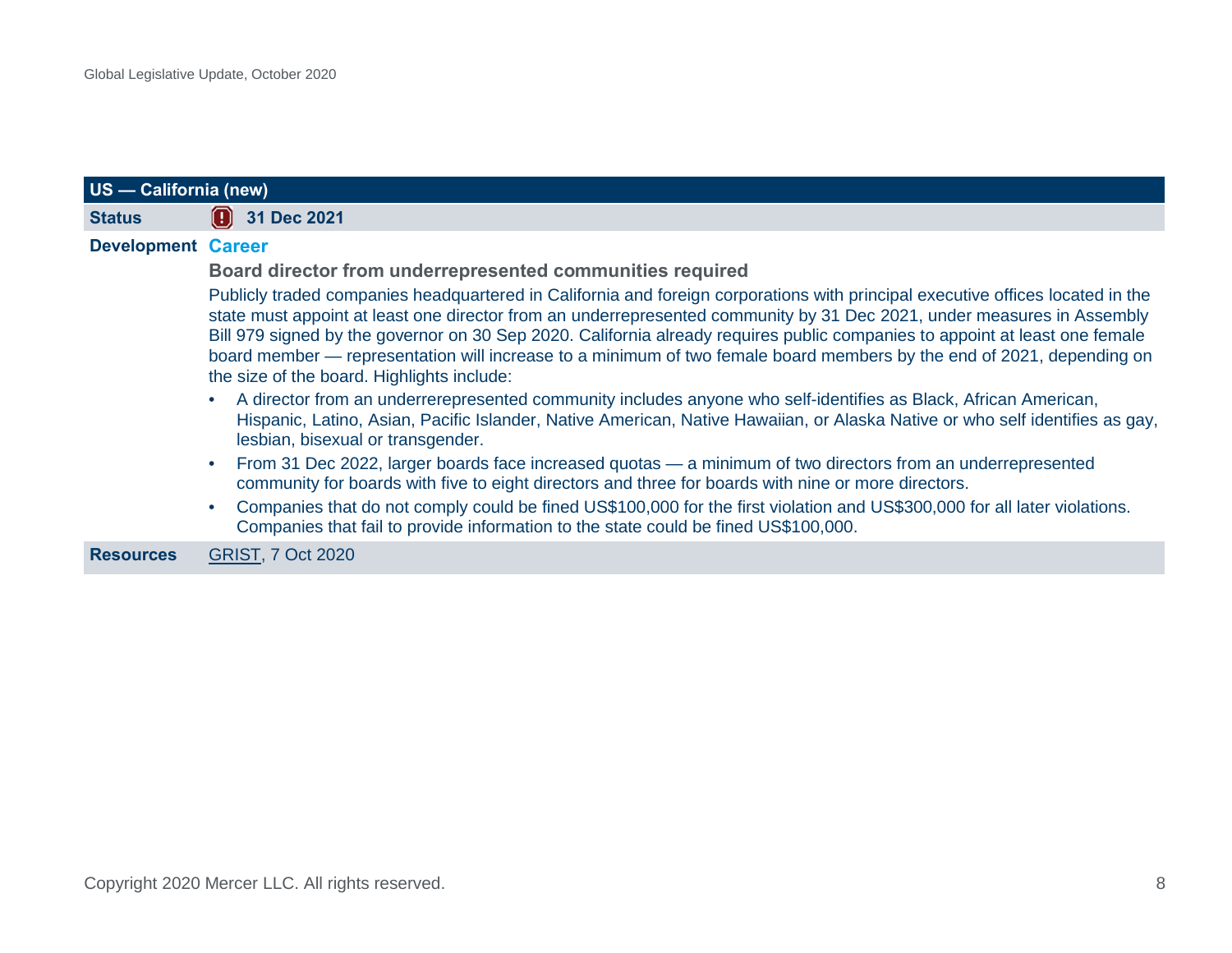| US — California (new) | |
|---|---|
| **Status** | **31 Dec 2021** |
| **Development** | **Career** |

**Board director from underrepresented communities required**

Publicly traded companies headquartered in California and foreign corporations with principal executive offices located in the state must appoint at least one director from an underrepresented community by 31 Dec 2021, under measures in Assembly Bill 979 signed by the governor on 30 Sep 2020. California already requires public companies to appoint at least one female board member — representation will increase to a minimum of two female board members by the end of 2021, depending on the size of the board. Highlights include:

- A director from an underrerepresented community includes anyone who self-identifies as Black, African American, Hispanic, Latino, Asian, Pacific Islander, Native American, Native Hawaiian, or Alaska Native or who self identifies as gay, lesbian, bisexual or transgender.
- From 31 Dec 2022, larger boards face increased quotas — a minimum of two directors from an underrepresented community for boards with five to eight directors and three for boards with nine or more directors.
- Companies that do not comply could be fined US$100,000 for the first violation and US$300,000 for all later violations. Companies that fail to provide information to the state could be fined US$100,000.

**Resources** GRIST, 7 Oct 2020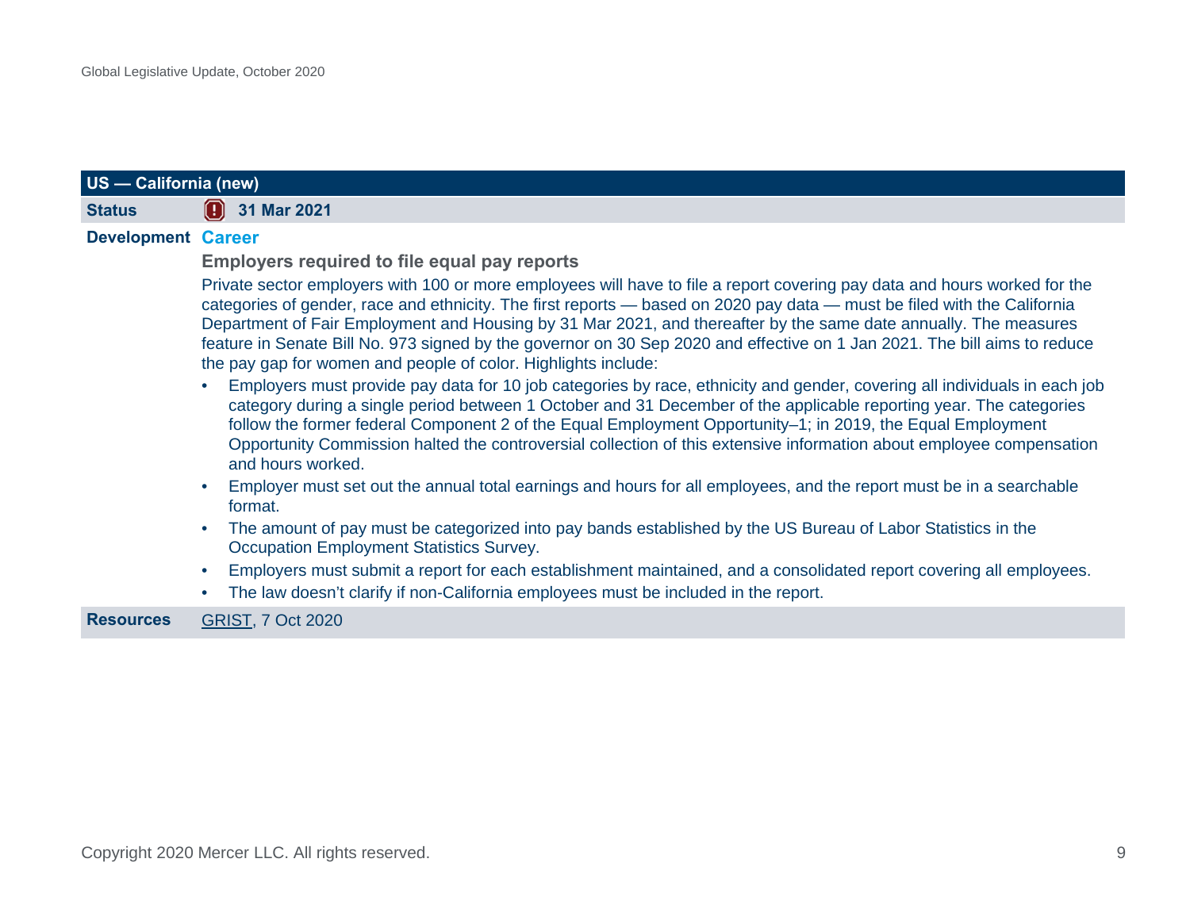## US — California (new)

**Status** 31 Mar 2021

**Development** **Career**

### Employers required to file equal pay reports

Private sector employers with 100 or more employees will have to file a report covering pay data and hours worked for the categories of gender, race and ethnicity. The first reports — based on 2020 pay data — must be filed with the California Department of Fair Employment and Housing by 31 Mar 2021, and thereafter by the same date annually. The measures feature in Senate Bill No. 973 signed by the governor on 30 Sep 2020 and effective on 1 Jan 2021. The bill aims to reduce the pay gap for women and people of color. Highlights include:

- Employers must provide pay data for 10 job categories by race, ethnicity and gender, covering all individuals in each job category during a single period between 1 October and 31 December of the applicable reporting year. The categories follow the former federal Component 2 of the Equal Employment Opportunity–1; in 2019, the Equal Employment Opportunity Commission halted the controversial collection of this extensive information about employee compensation and hours worked.
- Employer must set out the annual total earnings and hours for all employees, and the report must be in a searchable format.
- The amount of pay must be categorized into pay bands established by the US Bureau of Labor Statistics in the Occupation Employment Statistics Survey.
- Employers must submit a report for each establishment maintained, and a consolidated report covering all employees.
- The law doesn't clarify if non-California employees must be included in the report.

**Resources** GRIST, 7 Oct 2020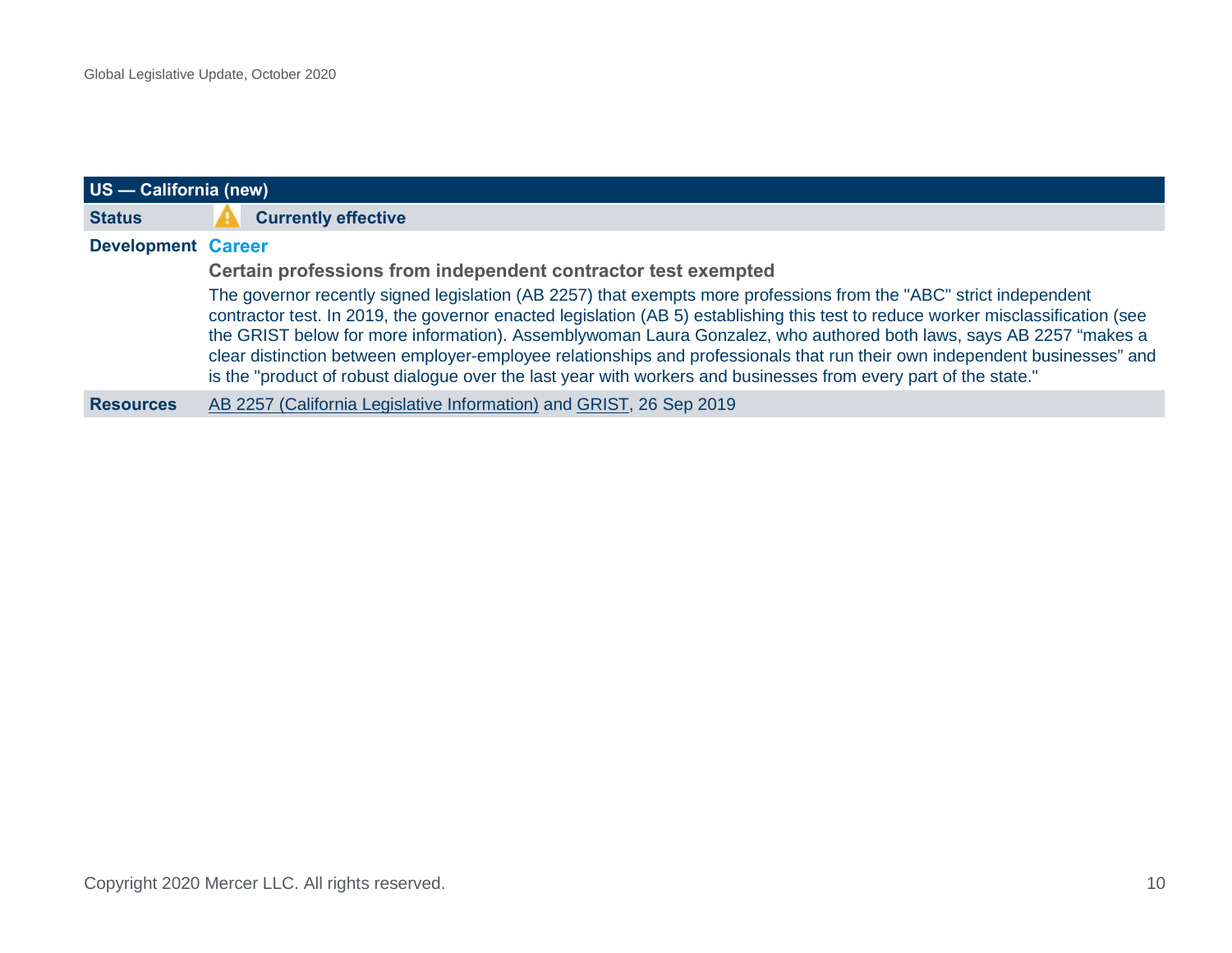| US — California (new) | |
|---|---|
| **Status** | ⚠ **Currently effective** |
| **Development** | **Career**<br>**Certain professions from independent contractor test exempted**<br>The governor recently signed legislation (AB 2257) that exempts more professions from the "ABC" strict independent contractor test. In 2019, the governor enacted legislation (AB 5) establishing this test to reduce worker misclassification (see the GRIST below for more information). Assemblywoman Laura Gonzalez, who authored both laws, says AB 2257 "makes a clear distinction between employer-employee relationships and professionals that run their own independent businesses" and is the "product of robust dialogue over the last year with workers and businesses from every part of the state." |
| **Resources** | AB 2257 (California Legislative Information) and GRIST, 26 Sep 2019 |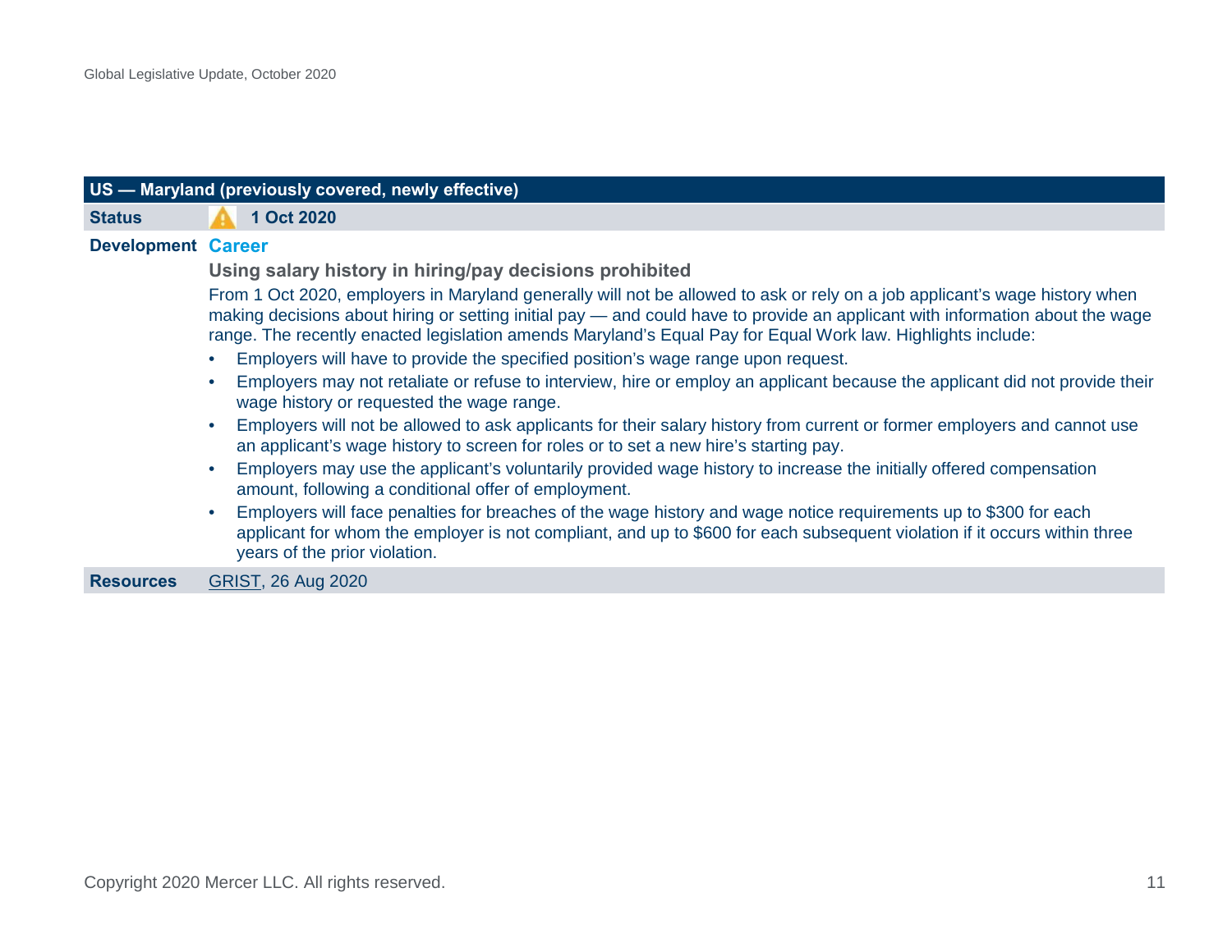## US — Maryland (previously covered, newly effective)

**Status** ⚠ **1 Oct 2020**

**Development** **Career**

### Using salary history in hiring/pay decisions prohibited

From 1 Oct 2020, employers in Maryland generally will not be allowed to ask or rely on a job applicant's wage history when making decisions about hiring or setting initial pay — and could have to provide an applicant with information about the wage range. The recently enacted legislation amends Maryland's Equal Pay for Equal Work law. Highlights include:

- Employers will have to provide the specified position's wage range upon request.
- Employers may not retaliate or refuse to interview, hire or employ an applicant because the applicant did not provide their wage history or requested the wage range.
- Employers will not be allowed to ask applicants for their salary history from current or former employers and cannot use an applicant's wage history to screen for roles or to set a new hire's starting pay.
- Employers may use the applicant's voluntarily provided wage history to increase the initially offered compensation amount, following a conditional offer of employment.
- Employers will face penalties for breaches of the wage history and wage notice requirements up to $300 for each applicant for whom the employer is not compliant, and up to $600 for each subsequent violation if it occurs within three years of the prior violation.

**Resources** GRIST, 26 Aug 2020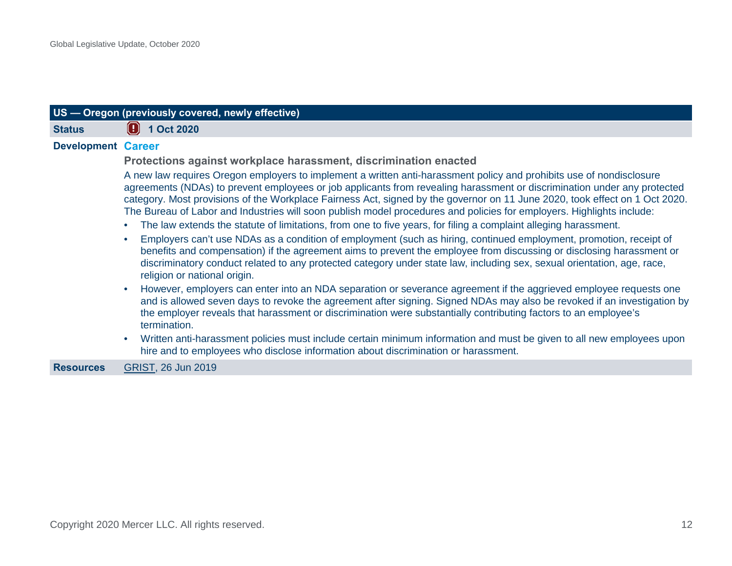## US — Oregon (previously covered, newly effective)

**Status** 1 Oct 2020

**Development** **Career**

### Protections against workplace harassment, discrimination enacted

A new law requires Oregon employers to implement a written anti-harassment policy and prohibits use of nondisclosure agreements (NDAs) to prevent employees or job applicants from revealing harassment or discrimination under any protected category. Most provisions of the Workplace Fairness Act, signed by the governor on 11 June 2020, took effect on 1 Oct 2020. The Bureau of Labor and Industries will soon publish model procedures and policies for employers. Highlights include:

- The law extends the statute of limitations, from one to five years, for filing a complaint alleging harassment.
- Employers can't use NDAs as a condition of employment (such as hiring, continued employment, promotion, receipt of benefits and compensation) if the agreement aims to prevent the employee from discussing or disclosing harassment or discriminatory conduct related to any protected category under state law, including sex, sexual orientation, age, race, religion or national origin.
- However, employers can enter into an NDA separation or severance agreement if the aggrieved employee requests one and is allowed seven days to revoke the agreement after signing. Signed NDAs may also be revoked if an investigation by the employer reveals that harassment or discrimination were substantially contributing factors to an employee's termination.
- Written anti-harassment policies must include certain minimum information and must be given to all new employees upon hire and to employees who disclose information about discrimination or harassment.

**Resources** GRIST, 26 Jun 2019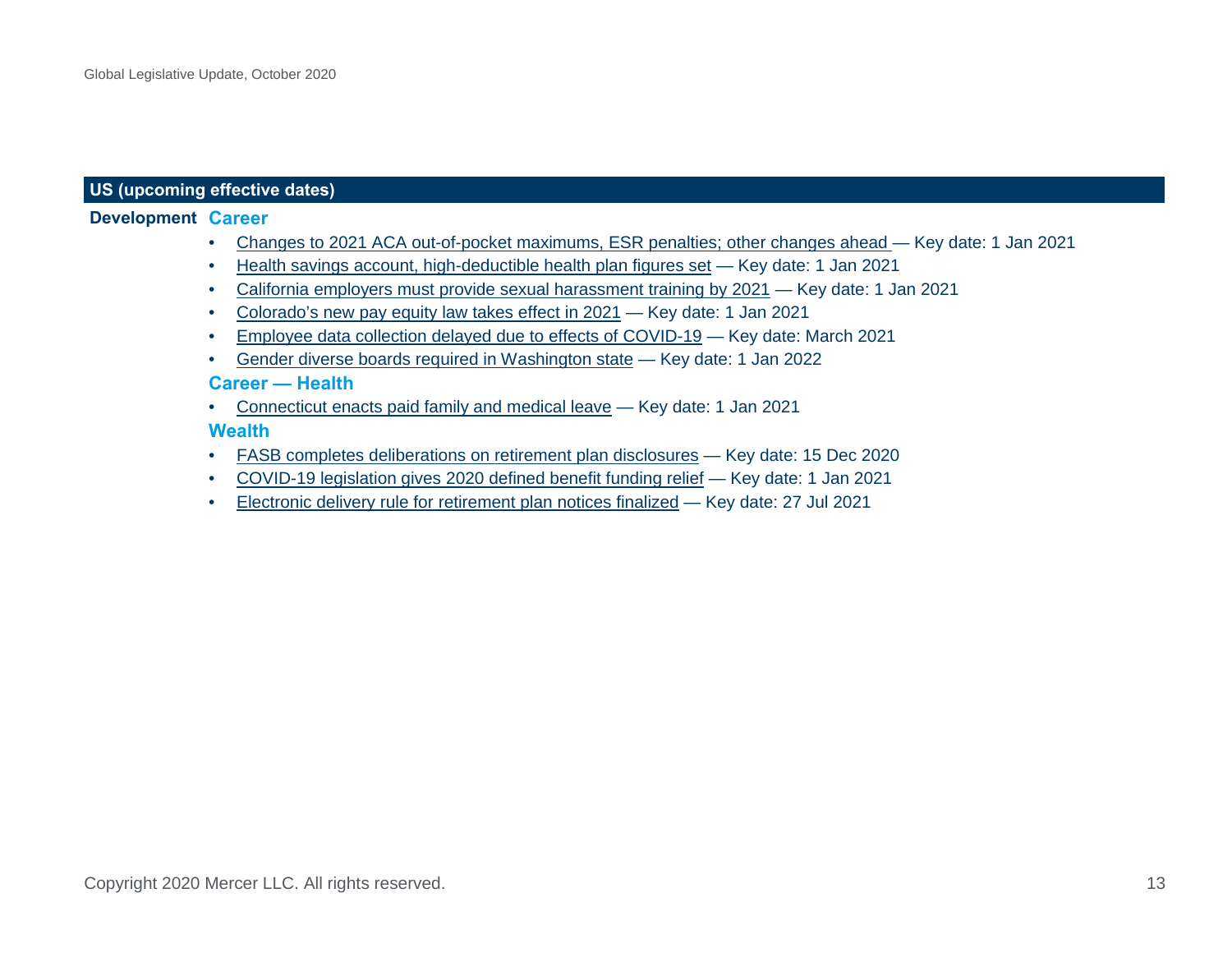## US (upcoming effective dates)

**Development**

### Career

- Changes to 2021 ACA out-of-pocket maximums, ESR penalties; other changes ahead — Key date: 1 Jan 2021
- Health savings account, high-deductible health plan figures set — Key date: 1 Jan 2021
- California employers must provide sexual harassment training by 2021 — Key date: 1 Jan 2021
- Colorado's new pay equity law takes effect in 2021 — Key date: 1 Jan 2021
- Employee data collection delayed due to effects of COVID-19 — Key date: March 2021
- Gender diverse boards required in Washington state — Key date: 1 Jan 2022

### Career — Health

- Connecticut enacts paid family and medical leave — Key date: 1 Jan 2021

### Wealth

- FASB completes deliberations on retirement plan disclosures — Key date: 15 Dec 2020
- COVID-19 legislation gives 2020 defined benefit funding relief — Key date: 1 Jan 2021
- Electronic delivery rule for retirement plan notices finalized — Key date: 27 Jul 2021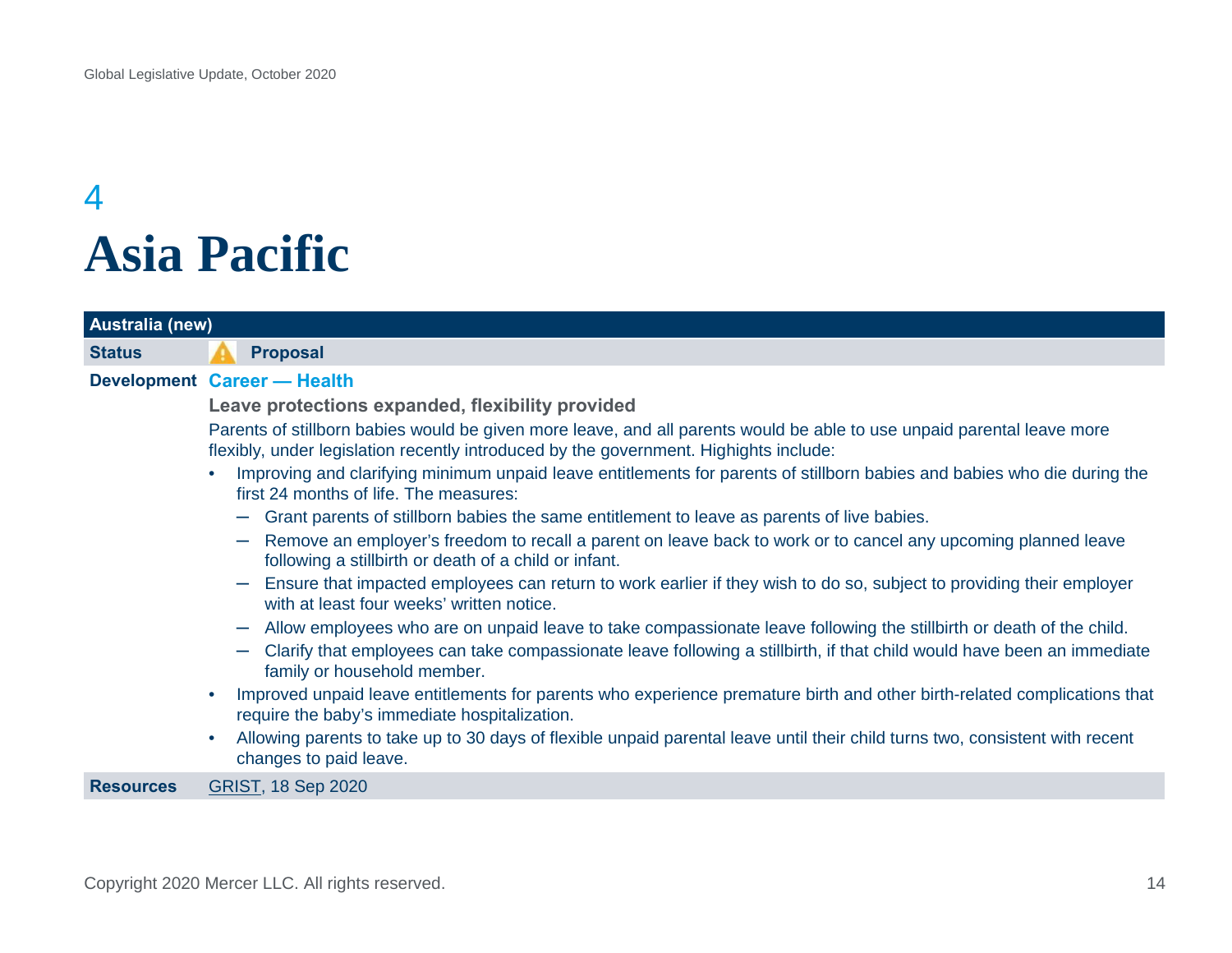# 4 Asia Pacific

| Australia (new) | |
|---|---|
| **Status** | **Proposal** |
| **Development** | **Career — Health** |

**Leave protections expanded, flexibility provided**

Parents of stillborn babies would be given more leave, and all parents would be able to use unpaid parental leave more flexibly, under legislation recently introduced by the government. Highights include:

- Improving and clarifying minimum unpaid leave entitlements for parents of stillborn babies and babies who die during the first 24 months of life. The measures:
  - Grant parents of stillborn babies the same entitlement to leave as parents of live babies.
  - Remove an employer's freedom to recall a parent on leave back to work or to cancel any upcoming planned leave following a stillbirth or death of a child or infant.
  - Ensure that impacted employees can return to work earlier if they wish to do so, subject to providing their employer with at least four weeks' written notice.
  - Allow employees who are on unpaid leave to take compassionate leave following the stillbirth or death of the child.
  - Clarify that employees can take compassionate leave following a stillbirth, if that child would have been an immediate family or household member.
- Improved unpaid leave entitlements for parents who experience premature birth and other birth-related complications that require the baby's immediate hospitalization.
- Allowing parents to take up to 30 days of flexible unpaid parental leave until their child turns two, consistent with recent changes to paid leave.

**Resources** GRIST, 18 Sep 2020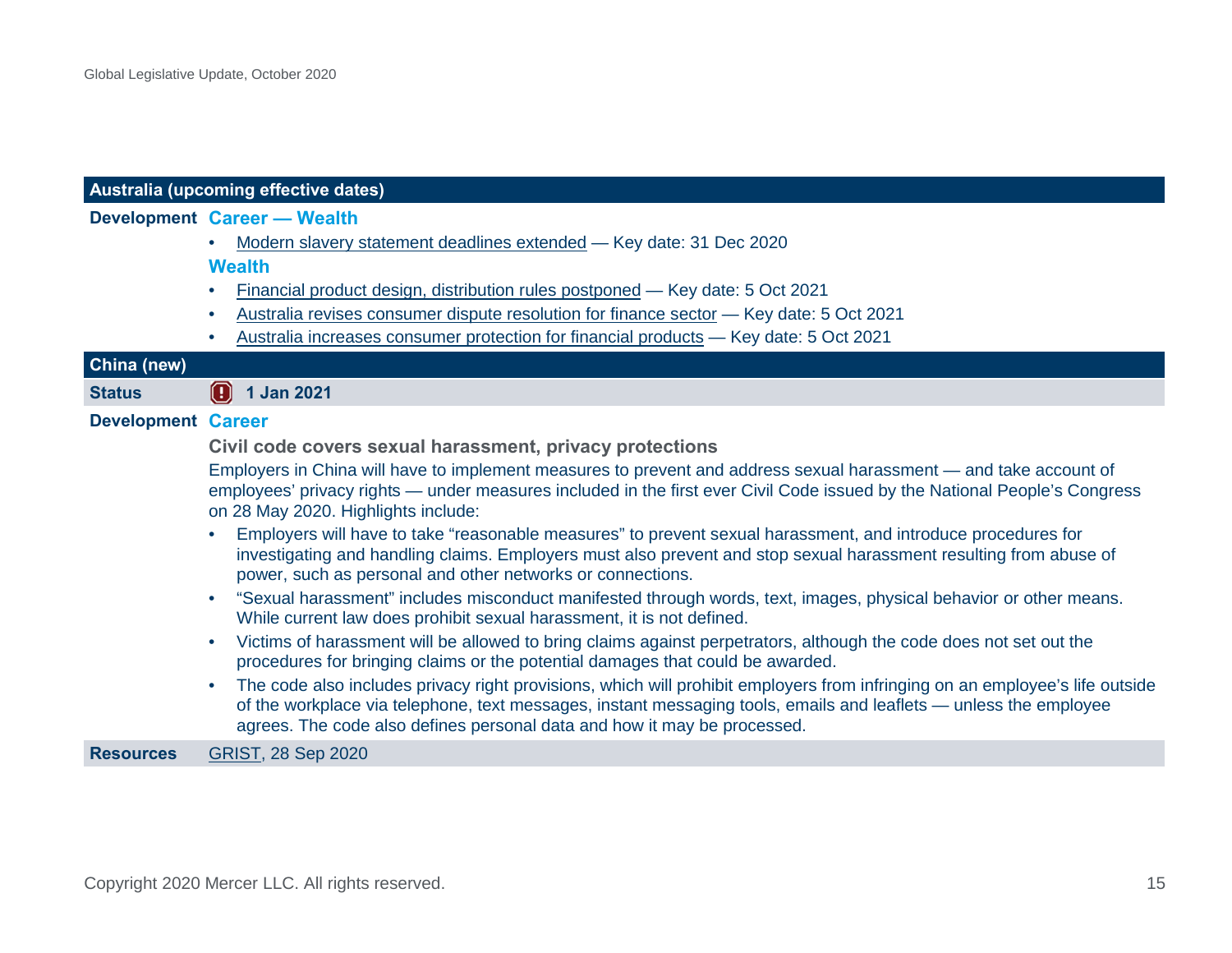## Australia (upcoming effective dates)

**Development** **Career — Wealth**

- Modern slavery statement deadlines extended — Key date: 31 Dec 2020

**Wealth**

- Financial product design, distribution rules postponed — Key date: 5 Oct 2021
- Australia revises consumer dispute resolution for finance sector — Key date: 5 Oct 2021
- Australia increases consumer protection for financial products — Key date: 5 Oct 2021

## China (new)

**Status** 1 Jan 2021

**Development** **Career**

### Civil code covers sexual harassment, privacy protections

Employers in China will have to implement measures to prevent and address sexual harassment — and take account of employees' privacy rights — under measures included in the first ever Civil Code issued by the National People's Congress on 28 May 2020. Highlights include:

- Employers will have to take "reasonable measures" to prevent sexual harassment, and introduce procedures for investigating and handling claims. Employers must also prevent and stop sexual harassment resulting from abuse of power, such as personal and other networks or connections.
- "Sexual harassment" includes misconduct manifested through words, text, images, physical behavior or other means. While current law does prohibit sexual harassment, it is not defined.
- Victims of harassment will be allowed to bring claims against perpetrators, although the code does not set out the procedures for bringing claims or the potential damages that could be awarded.
- The code also includes privacy right provisions, which will prohibit employers from infringing on an employee's life outside of the workplace via telephone, text messages, instant messaging tools, emails and leaflets — unless the employee agrees. The code also defines personal data and how it may be processed.

**Resources** GRIST, 28 Sep 2020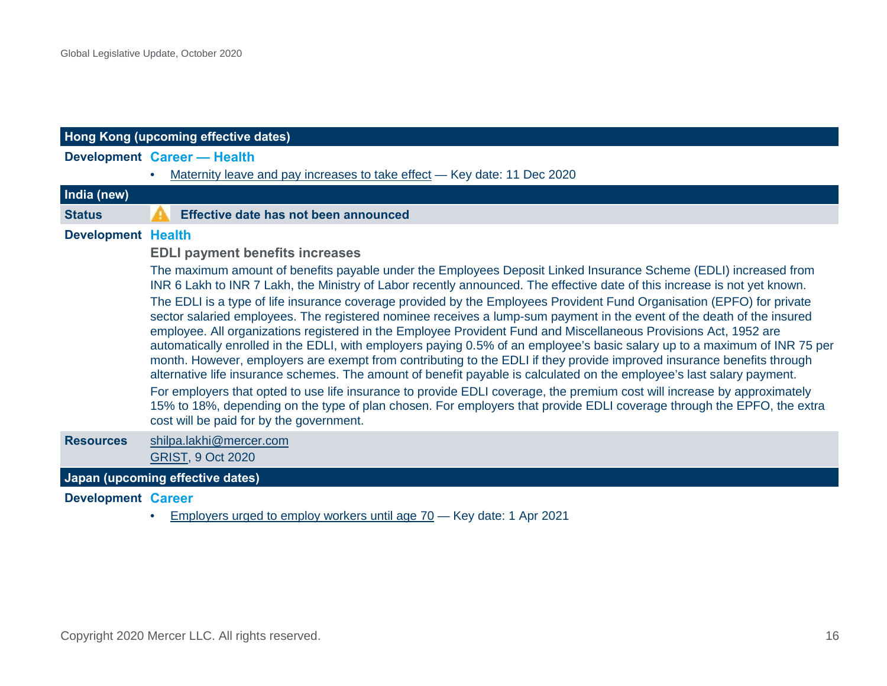## Hong Kong (upcoming effective dates)

**Development** **Career — Health**

- Maternity leave and pay increases to take effect — Key date: 11 Dec 2020

## India (new)

**Status** ⚠ **Effective date has not been announced**

**Development** **Health**

**EDLI payment benefits increases**

The maximum amount of benefits payable under the Employees Deposit Linked Insurance Scheme (EDLI) increased from INR 6 Lakh to INR 7 Lakh, the Ministry of Labor recently announced. The effective date of this increase is not yet known.

The EDLI is a type of life insurance coverage provided by the Employees Provident Fund Organisation (EPFO) for private sector salaried employees. The registered nominee receives a lump-sum payment in the event of the death of the insured employee. All organizations registered in the Employee Provident Fund and Miscellaneous Provisions Act, 1952 are automatically enrolled in the EDLI, with employers paying 0.5% of an employee's basic salary up to a maximum of INR 75 per month. However, employers are exempt from contributing to the EDLI if they provide improved insurance benefits through alternative life insurance schemes. The amount of benefit payable is calculated on the employee's last salary payment.

For employers that opted to use life insurance to provide EDLI coverage, the premium cost will increase by approximately 15% to 18%, depending on the type of plan chosen. For employers that provide EDLI coverage through the EPFO, the extra cost will be paid for by the government.

**Resources** shilpa.lakhi@mercer.com
GRIST, 9 Oct 2020

## Japan (upcoming effective dates)

**Development** **Career**

- Employers urged to employ workers until age 70 — Key date: 1 Apr 2021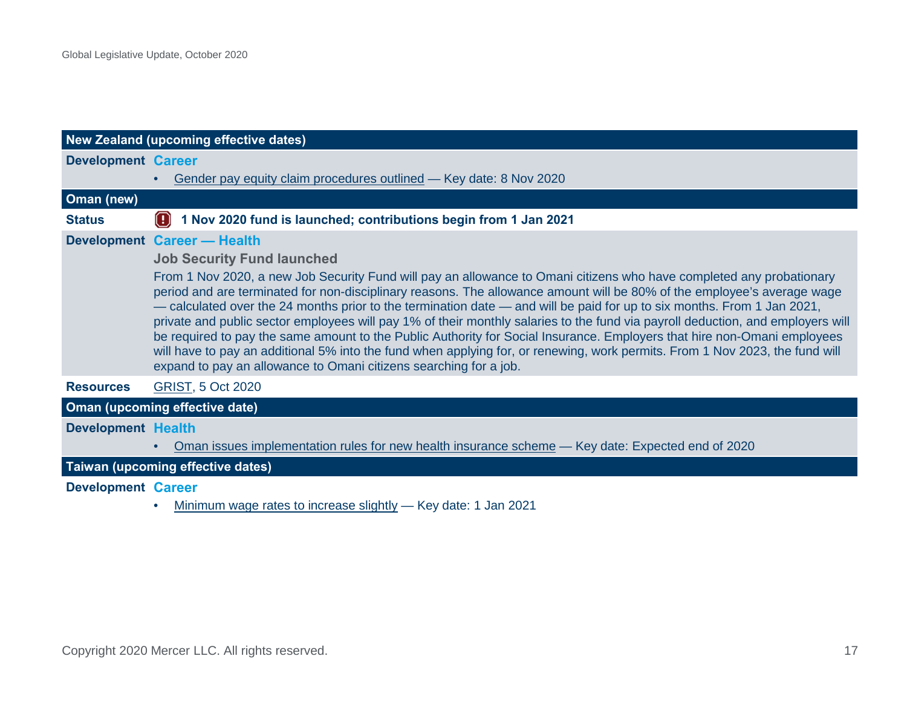## New Zealand (upcoming effective dates)

**Development** **Career**

- Gender pay equity claim procedures outlined — Key date: 8 Nov 2020

## Oman (new)

**Status** **1 Nov 2020 fund is launched; contributions begin from 1 Jan 2021**

**Development** **Career — Health**

**Job Security Fund launched**

From 1 Nov 2020, a new Job Security Fund will pay an allowance to Omani citizens who have completed any probationary period and are terminated for non-disciplinary reasons. The allowance amount will be 80% of the employee's average wage — calculated over the 24 months prior to the termination date — and will be paid for up to six months. From 1 Jan 2021, private and public sector employees will pay 1% of their monthly salaries to the fund via payroll deduction, and employers will be required to pay the same amount to the Public Authority for Social Insurance. Employers that hire non-Omani employees will have to pay an additional 5% into the fund when applying for, or renewing, work permits. From 1 Nov 2023, the fund will expand to pay an allowance to Omani citizens searching for a job.

**Resources** GRIST, 5 Oct 2020

## Oman (upcoming effective date)

**Development** **Health**

- Oman issues implementation rules for new health insurance scheme — Key date: Expected end of 2020

## Taiwan (upcoming effective dates)

**Development** **Career**

- Minimum wage rates to increase slightly — Key date: 1 Jan 2021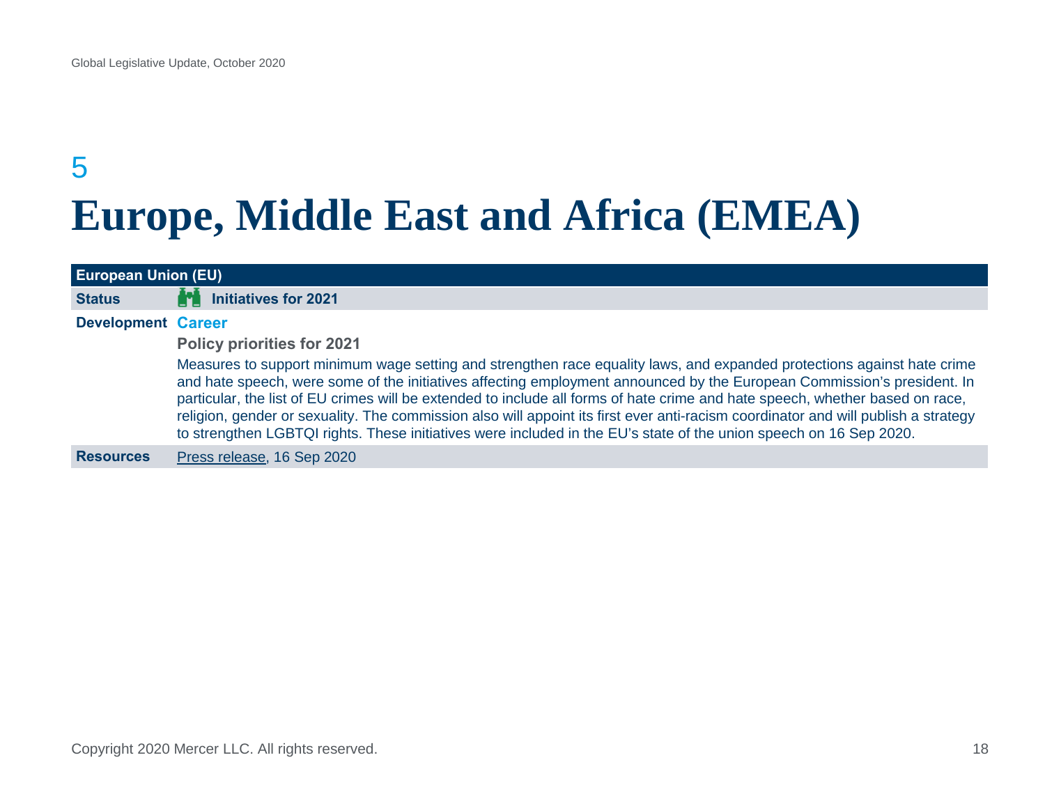5

# Europe, Middle East and Africa (EMEA)

| European Union (EU) | |
|---|---|
| **Status** | **Initiatives for 2021** |
| **Development** | **Career**<br>**Policy priorities for 2021**<br>Measures to support minimum wage setting and strengthen race equality laws, and expanded protections against hate crime and hate speech, were some of the initiatives affecting employment announced by the European Commission's president. In particular, the list of EU crimes will be extended to include all forms of hate crime and hate speech, whether based on race, religion, gender or sexuality. The commission also will appoint its first ever anti-racism coordinator and will publish a strategy to strengthen LGBTQI rights. These initiatives were included in the EU's state of the union speech on 16 Sep 2020. |
| **Resources** | Press release, 16 Sep 2020 |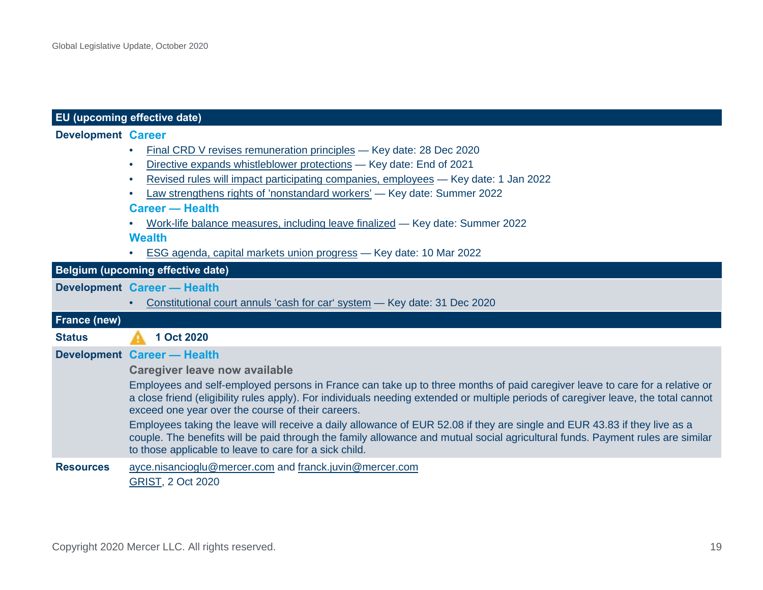## EU (upcoming effective date)

**Development** **Career**

- Final CRD V revises remuneration principles — Key date: 28 Dec 2020
- Directive expands whistleblower protections — Key date: End of 2021
- Revised rules will impact participating companies, employees — Key date: 1 Jan 2022
- Law strengthens rights of 'nonstandard workers' — Key date: Summer 2022

**Career — Health**

- Work-life balance measures, including leave finalized — Key date: Summer 2022

**Wealth**

- ESG agenda, capital markets union progress — Key date: 10 Mar 2022

## Belgium (upcoming effective date)

**Development** **Career — Health**

- Constitutional court annuls 'cash for car' system — Key date: 31 Dec 2020

## France (new)

**Status** ⚠ **1 Oct 2020**

**Development** **Career — Health**

**Caregiver leave now available**

Employees and self-employed persons in France can take up to three months of paid caregiver leave to care for a relative or a close friend (eligibility rules apply). For individuals needing extended or multiple periods of caregiver leave, the total cannot exceed one year over the course of their careers.

Employees taking the leave will receive a daily allowance of EUR 52.08 if they are single and EUR 43.83 if they live as a couple. The benefits will be paid through the family allowance and mutual social agricultural funds. Payment rules are similar to those applicable to leave to care for a sick child.

**Resources** ayce.nisancioglu@mercer.com and franck.juvin@mercer.com

GRIST, 2 Oct 2020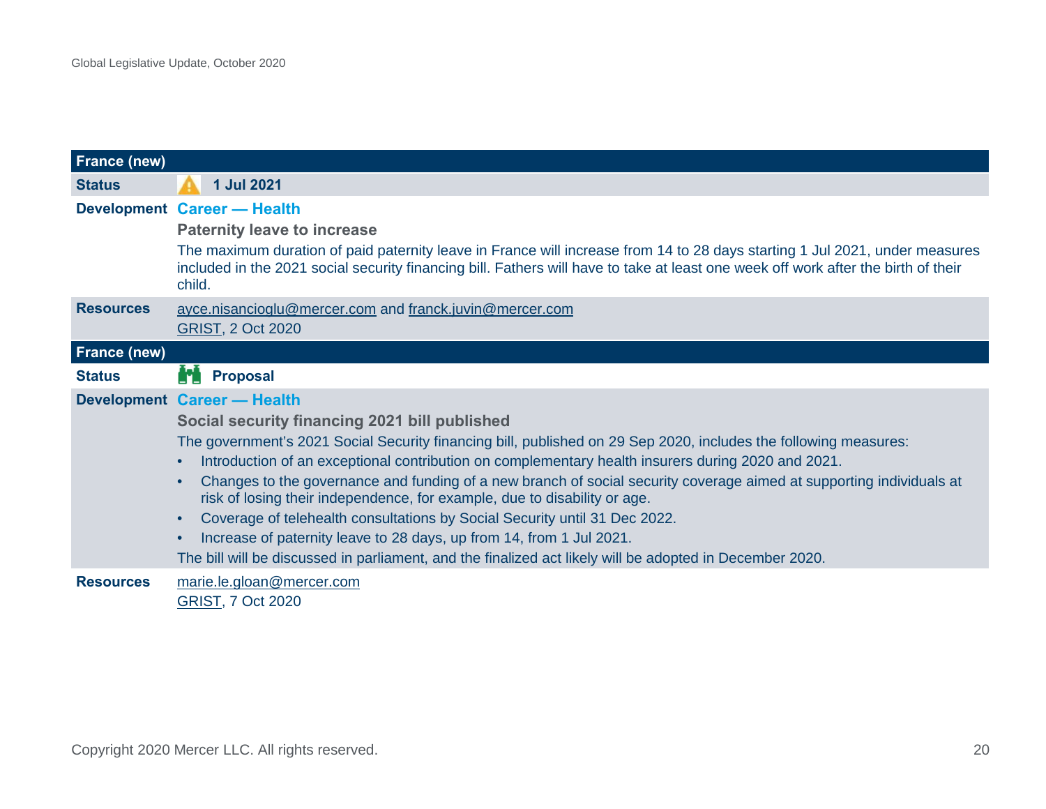| France (new) | |
|---|---|
| **Status** | 1 Jul 2021 |
| **Development** | **Career — Health**<br>**Paternity leave to increase**<br>The maximum duration of paid paternity leave in France will increase from 14 to 28 days starting 1 Jul 2021, under measures included in the 2021 social security financing bill. Fathers will have to take at least one week off work after the birth of their child. |
| **Resources** | ayce.nisancioglu@mercer.com and franck.juvin@mercer.com<br>GRIST, 2 Oct 2020 |

| France (new) | |
|---|---|
| **Status** | Proposal |
| **Development** | **Career — Health**<br>**Social security financing 2021 bill published**<br>The government's 2021 Social Security financing bill, published on 29 Sep 2020, includes the following measures:<br>• Introduction of an exceptional contribution on complementary health insurers during 2020 and 2021.<br>• Changes to the governance and funding of a new branch of social security coverage aimed at supporting individuals at risk of losing their independence, for example, due to disability or age.<br>• Coverage of telehealth consultations by Social Security until 31 Dec 2022.<br>• Increase of paternity leave to 28 days, up from 14, from 1 Jul 2021.<br>The bill will be discussed in parliament, and the finalized act likely will be adopted in December 2020. |
| **Resources** | marie.le.gloan@mercer.com<br>GRIST, 7 Oct 2020 |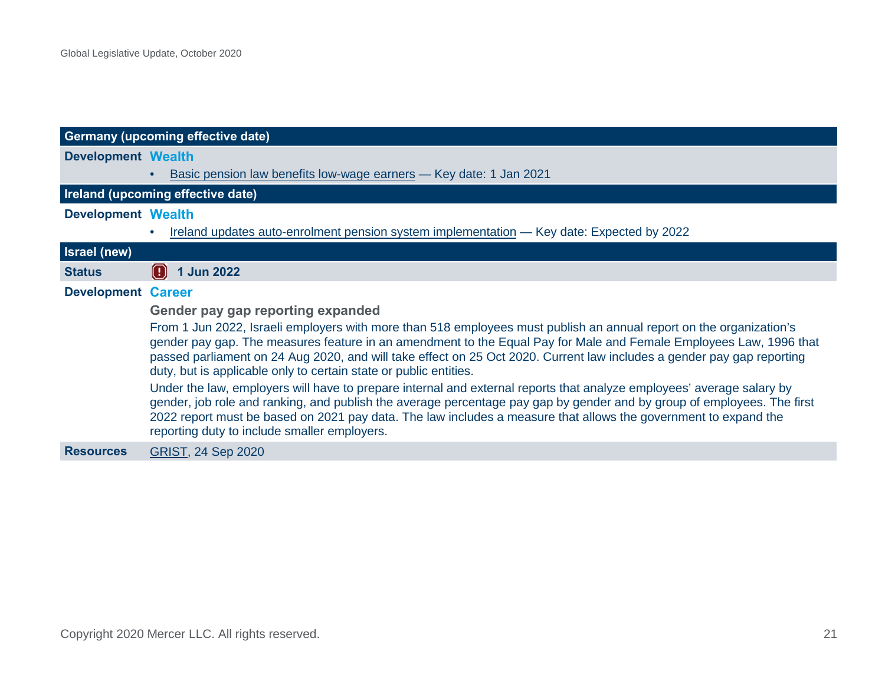## Germany (upcoming effective date)

**Development** **Wealth**

- Basic pension law benefits low-wage earners — Key date: 1 Jan 2021

## Ireland (upcoming effective date)

**Development** **Wealth**

- Ireland updates auto-enrolment pension system implementation — Key date: Expected by 2022

## Israel (new)

**Status** **1 Jun 2022**

**Development** **Career**

### Gender pay gap reporting expanded

From 1 Jun 2022, Israeli employers with more than 518 employees must publish an annual report on the organization's gender pay gap. The measures feature in an amendment to the Equal Pay for Male and Female Employees Law, 1996 that passed parliament on 24 Aug 2020, and will take effect on 25 Oct 2020. Current law includes a gender pay gap reporting duty, but is applicable only to certain state or public entities.

Under the law, employers will have to prepare internal and external reports that analyze employees' average salary by gender, job role and ranking, and publish the average percentage pay gap by gender and by group of employees. The first 2022 report must be based on 2021 pay data. The law includes a measure that allows the government to expand the reporting duty to include smaller employers.

**Resources** GRIST, 24 Sep 2020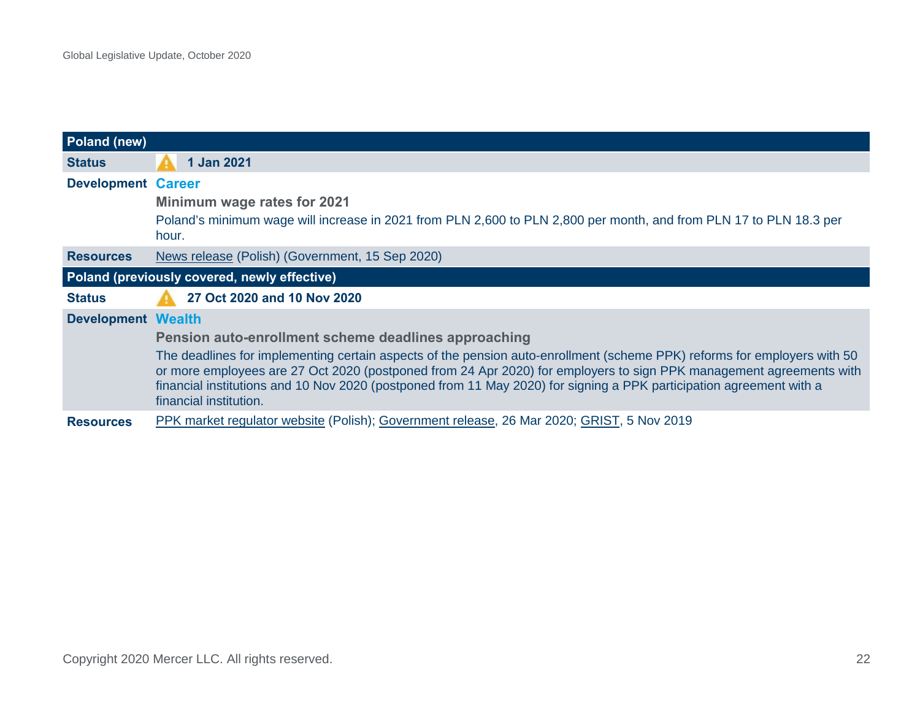| Poland (new) | |
|---|---|
| **Status** | ⚠ **1 Jan 2021** |
| **Development** | **Career**<br>**Minimum wage rates for 2021**<br>Poland's minimum wage will increase in 2021 from PLN 2,600 to PLN 2,800 per month, and from PLN 17 to PLN 18.3 per hour. |
| **Resources** | News release (Polish) (Government, 15 Sep 2020) |

| Poland (previously covered, newly effective) | |
|---|---|
| **Status** | ⚠ **27 Oct 2020 and 10 Nov 2020** |
| **Development** | **Wealth**<br>**Pension auto-enrollment scheme deadlines approaching**<br>The deadlines for implementing certain aspects of the pension auto-enrollment (scheme PPK) reforms for employers with 50 or more employees are 27 Oct 2020 (postponed from 24 Apr 2020) for employers to sign PPK management agreements with financial institutions and 10 Nov 2020 (postponed from 11 May 2020) for signing a PPK participation agreement with a financial institution. |
| **Resources** | PPK market regulator website (Polish); Government release, 26 Mar 2020; GRIST, 5 Nov 2019 |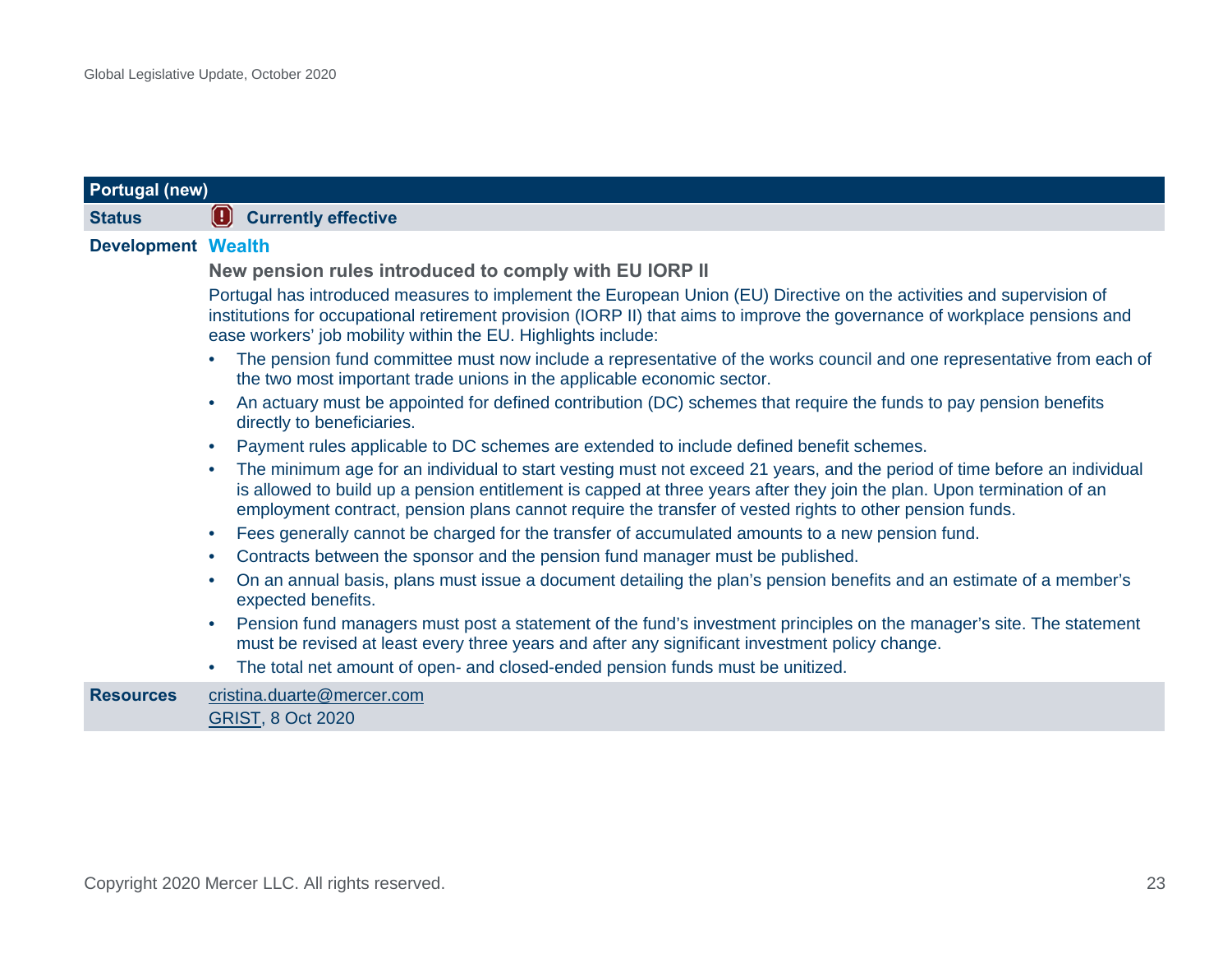| Portugal (new) | |
|---|---|
| **Status** | **Currently effective** |
| **Development** | **Wealth** |

### New pension rules introduced to comply with EU IORP II

Portugal has introduced measures to implement the European Union (EU) Directive on the activities and supervision of institutions for occupational retirement provision (IORP II) that aims to improve the governance of workplace pensions and ease workers' job mobility within the EU. Highlights include:

- The pension fund committee must now include a representative of the works council and one representative from each of the two most important trade unions in the applicable economic sector.
- An actuary must be appointed for defined contribution (DC) schemes that require the funds to pay pension benefits directly to beneficiaries.
- Payment rules applicable to DC schemes are extended to include defined benefit schemes.
- The minimum age for an individual to start vesting must not exceed 21 years, and the period of time before an individual is allowed to build up a pension entitlement is capped at three years after they join the plan. Upon termination of an employment contract, pension plans cannot require the transfer of vested rights to other pension funds.
- Fees generally cannot be charged for the transfer of accumulated amounts to a new pension fund.
- Contracts between the sponsor and the pension fund manager must be published.
- On an annual basis, plans must issue a document detailing the plan's pension benefits and an estimate of a member's expected benefits.
- Pension fund managers must post a statement of the fund's investment principles on the manager's site. The statement must be revised at least every three years and after any significant investment policy change.
- The total net amount of open- and closed-ended pension funds must be unitized.

**Resources**

cristina.duarte@mercer.com

GRIST, 8 Oct 2020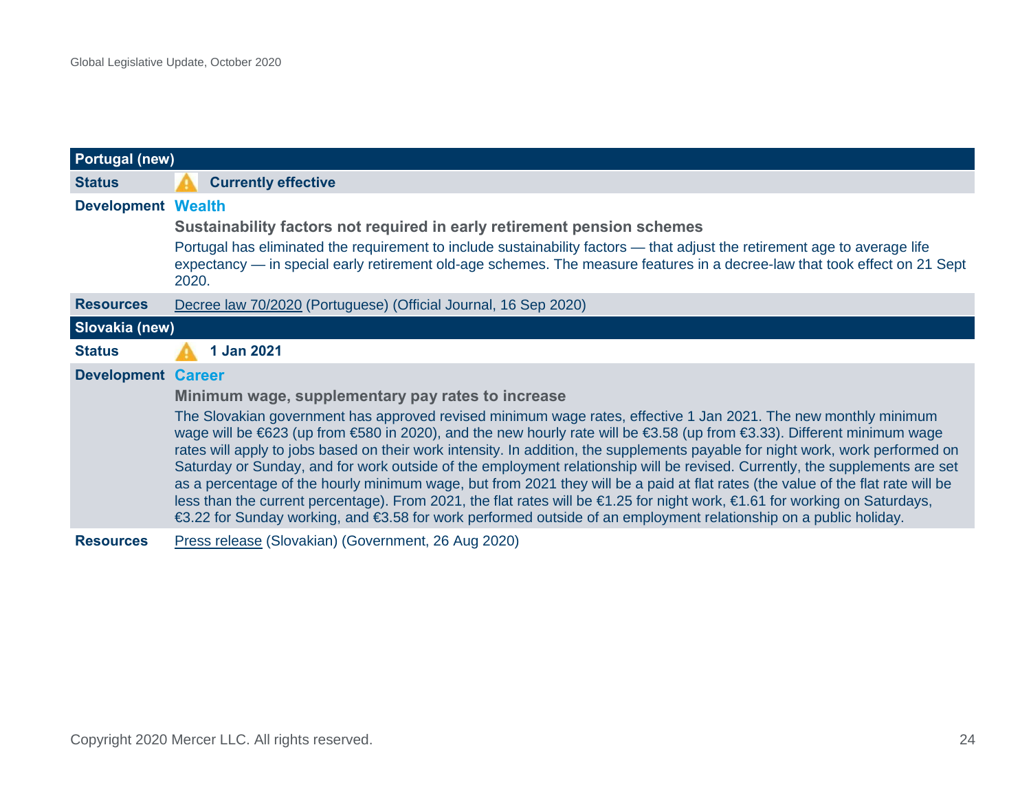## Portugal (new)

| | |
|---|---|
| **Status** | ⚠ **Currently effective** |
| **Development** | **Wealth**<br>**Sustainability factors not required in early retirement pension schemes**<br>Portugal has eliminated the requirement to include sustainability factors — that adjust the retirement age to average life expectancy — in special early retirement old-age schemes. The measure features in a decree-law that took effect on 21 Sept 2020. |
| **Resources** | Decree law 70/2020 (Portuguese) (Official Journal, 16 Sep 2020) |

## Slovakia (new)

| | |
|---|---|
| **Status** | ⚠ **1 Jan 2021** |
| **Development** | **Career**<br>**Minimum wage, supplementary pay rates to increase**<br>The Slovakian government has approved revised minimum wage rates, effective 1 Jan 2021. The new monthly minimum wage will be €623 (up from €580 in 2020), and the new hourly rate will be €3.58 (up from €3.33). Different minimum wage rates will apply to jobs based on their work intensity. In addition, the supplements payable for night work, work performed on Saturday or Sunday, and for work outside of the employment relationship will be revised. Currently, the supplements are set as a percentage of the hourly minimum wage, but from 2021 they will be a paid at flat rates (the value of the flat rate will be less than the current percentage). From 2021, the flat rates will be €1.25 for night work, €1.61 for working on Saturdays, €3.22 for Sunday working, and €3.58 for work performed outside of an employment relationship on a public holiday. |
| **Resources** | Press release (Slovakian) (Government, 26 Aug 2020) |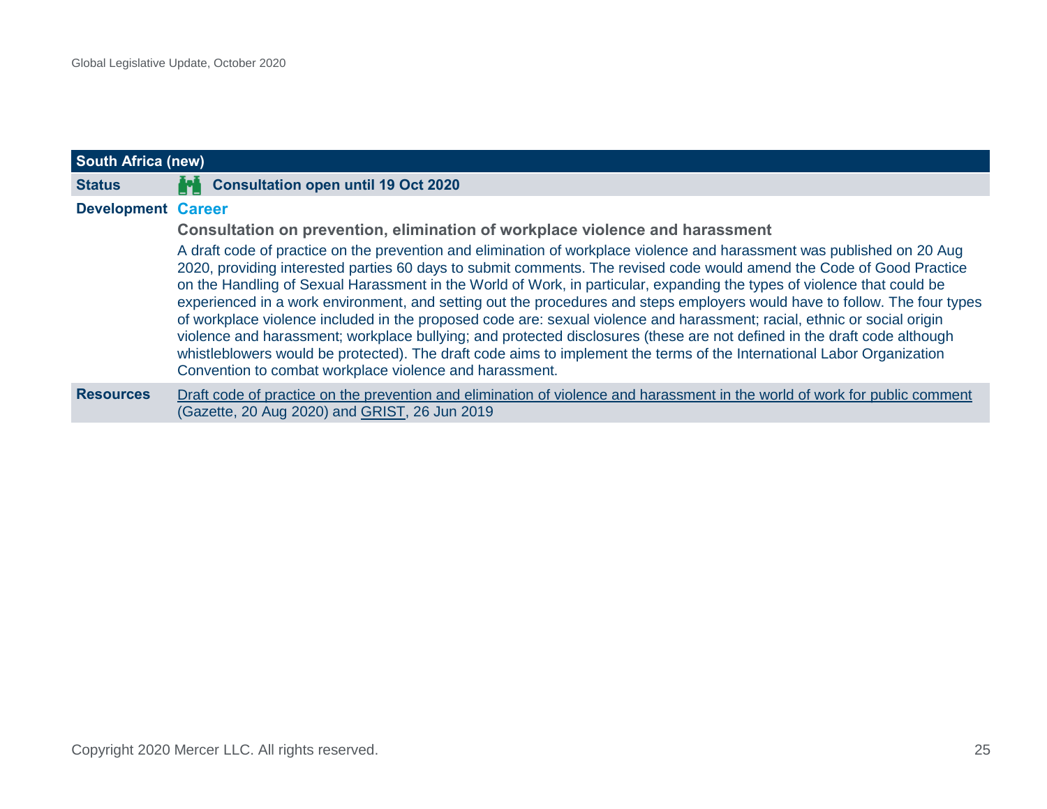| South Africa (new) | |
|---|---|
| **Status** | **Consultation open until 19 Oct 2020** |
| **Development** | **Career**<br><br>**Consultation on prevention, elimination of workplace violence and harassment**<br><br>A draft code of practice on the prevention and elimination of workplace violence and harassment was published on 20 Aug 2020, providing interested parties 60 days to submit comments. The revised code would amend the Code of Good Practice on the Handling of Sexual Harassment in the World of Work, in particular, expanding the types of violence that could be experienced in a work environment, and setting out the procedures and steps employers would have to follow. The four types of workplace violence included in the proposed code are: sexual violence and harassment; racial, ethnic or social origin violence and harassment; workplace bullying; and protected disclosures (these are not defined in the draft code although whistleblowers would be protected). The draft code aims to implement the terms of the International Labor Organization Convention to combat workplace violence and harassment. |
| **Resources** | Draft code of practice on the prevention and elimination of violence and harassment in the world of work for public comment (Gazette, 20 Aug 2020) and GRIST, 26 Jun 2019 |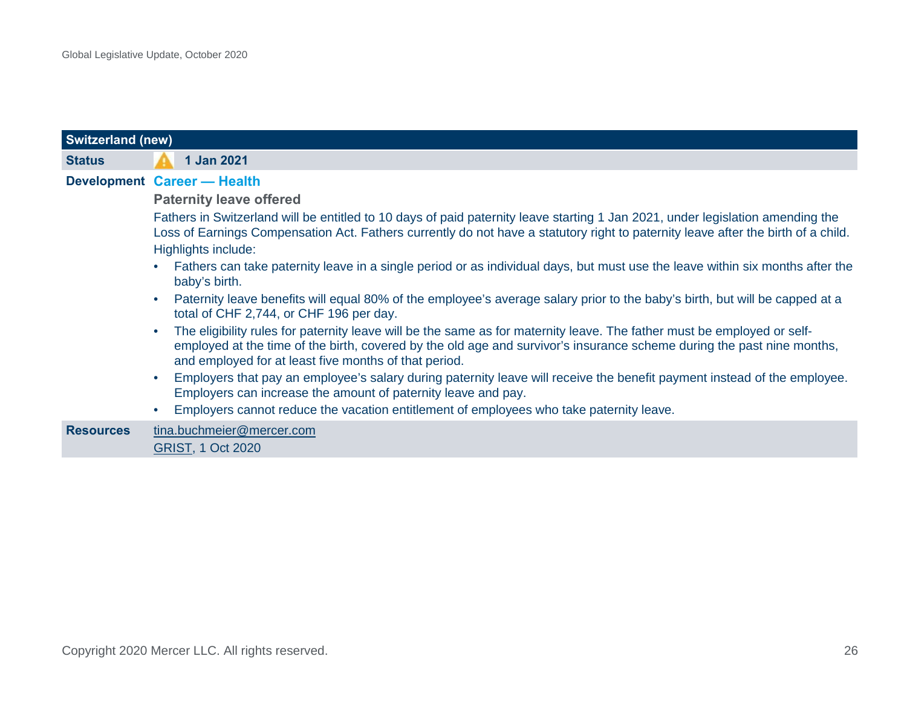## Switzerland (new)

**Status** ⚠ **1 Jan 2021**

**Development** **Career — Health**

### Paternity leave offered

Fathers in Switzerland will be entitled to 10 days of paid paternity leave starting 1 Jan 2021, under legislation amending the Loss of Earnings Compensation Act. Fathers currently do not have a statutory right to paternity leave after the birth of a child. Highlights include:

- Fathers can take paternity leave in a single period or as individual days, but must use the leave within six months after the baby's birth.
- Paternity leave benefits will equal 80% of the employee's average salary prior to the baby's birth, but will be capped at a total of CHF 2,744, or CHF 196 per day.
- The eligibility rules for paternity leave will be the same as for maternity leave. The father must be employed or self-employed at the time of the birth, covered by the old age and survivor's insurance scheme during the past nine months, and employed for at least five months of that period.
- Employers that pay an employee's salary during paternity leave will receive the benefit payment instead of the employee. Employers can increase the amount of paternity leave and pay.
- Employers cannot reduce the vacation entitlement of employees who take paternity leave.

**Resources**

tina.buchmeier@mercer.com

GRIST, 1 Oct 2020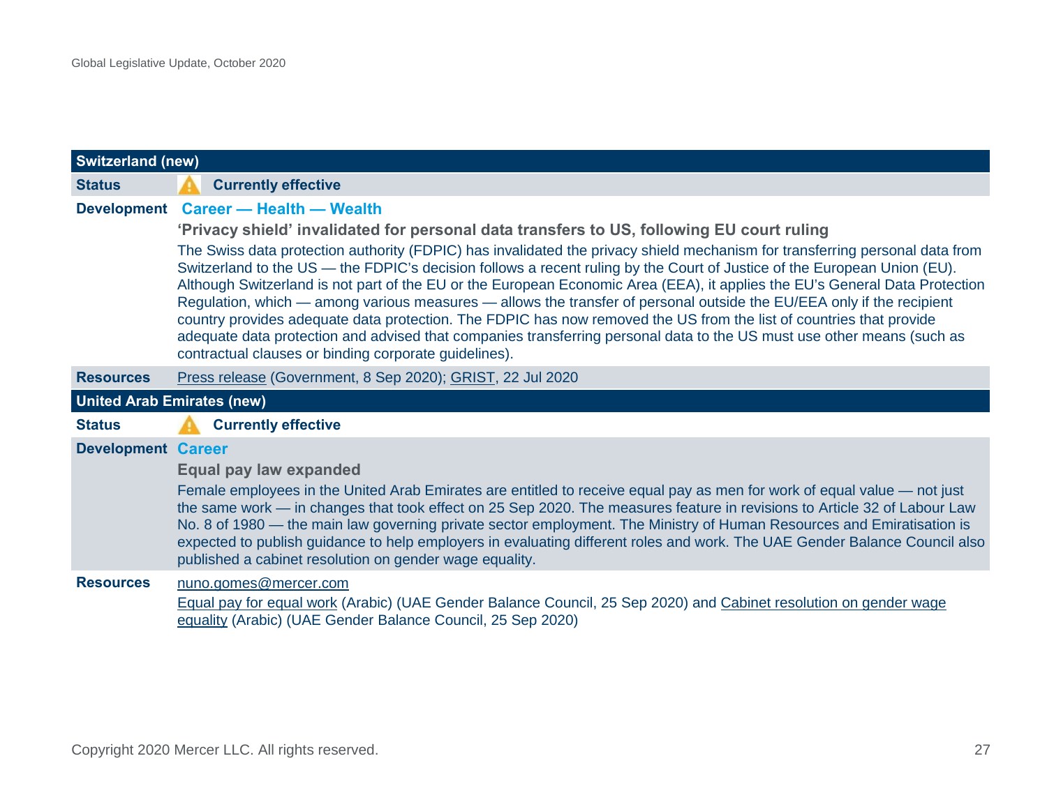## Switzerland (new)

**Status** ⚠ **Currently effective**

**Development** **Career — Health — Wealth**

**'Privacy shield' invalidated for personal data transfers to US, following EU court ruling**

The Swiss data protection authority (FDPIC) has invalidated the privacy shield mechanism for transferring personal data from Switzerland to the US — the FDPIC's decision follows a recent ruling by the Court of Justice of the European Union (EU). Although Switzerland is not part of the EU or the European Economic Area (EEA), it applies the EU's General Data Protection Regulation, which — among various measures — allows the transfer of personal outside the EU/EEA only if the recipient country provides adequate data protection. The FDPIC has now removed the US from the list of countries that provide adequate data protection and advised that companies transferring personal data to the US must use other means (such as contractual clauses or binding corporate guidelines).

**Resources** Press release (Government, 8 Sep 2020); GRIST, 22 Jul 2020

## United Arab Emirates (new)

**Status** ⚠ **Currently effective**

**Development** **Career**

**Equal pay law expanded**

Female employees in the United Arab Emirates are entitled to receive equal pay as men for work of equal value — not just the same work — in changes that took effect on 25 Sep 2020. The measures feature in revisions to Article 32 of Labour Law No. 8 of 1980 — the main law governing private sector employment. The Ministry of Human Resources and Emiratisation is expected to publish guidance to help employers in evaluating different roles and work. The UAE Gender Balance Council also published a cabinet resolution on gender wage equality.

**Resources** nuno.gomes@mercer.com

Equal pay for equal work (Arabic) (UAE Gender Balance Council, 25 Sep 2020) and Cabinet resolution on gender wage equality (Arabic) (UAE Gender Balance Council, 25 Sep 2020)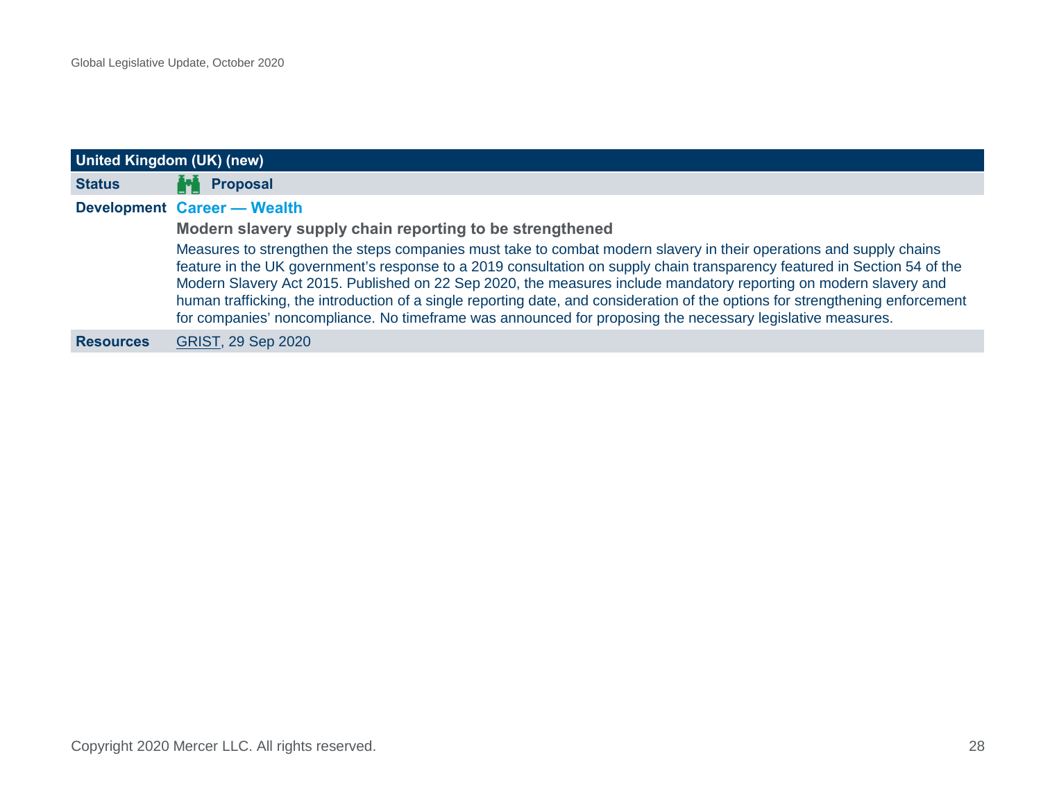| United Kingdom (UK) (new) | |
|---|---|
| **Status** | **Proposal** |
| **Development** | **Career — Wealth**<br>**Modern slavery supply chain reporting to be strengthened**<br>Measures to strengthen the steps companies must take to combat modern slavery in their operations and supply chains feature in the UK government's response to a 2019 consultation on supply chain transparency featured in Section 54 of the Modern Slavery Act 2015. Published on 22 Sep 2020, the measures include mandatory reporting on modern slavery and human trafficking, the introduction of a single reporting date, and consideration of the options for strengthening enforcement for companies' noncompliance. No timeframe was announced for proposing the necessary legislative measures. |
| **Resources** | GRIST, 29 Sep 2020 |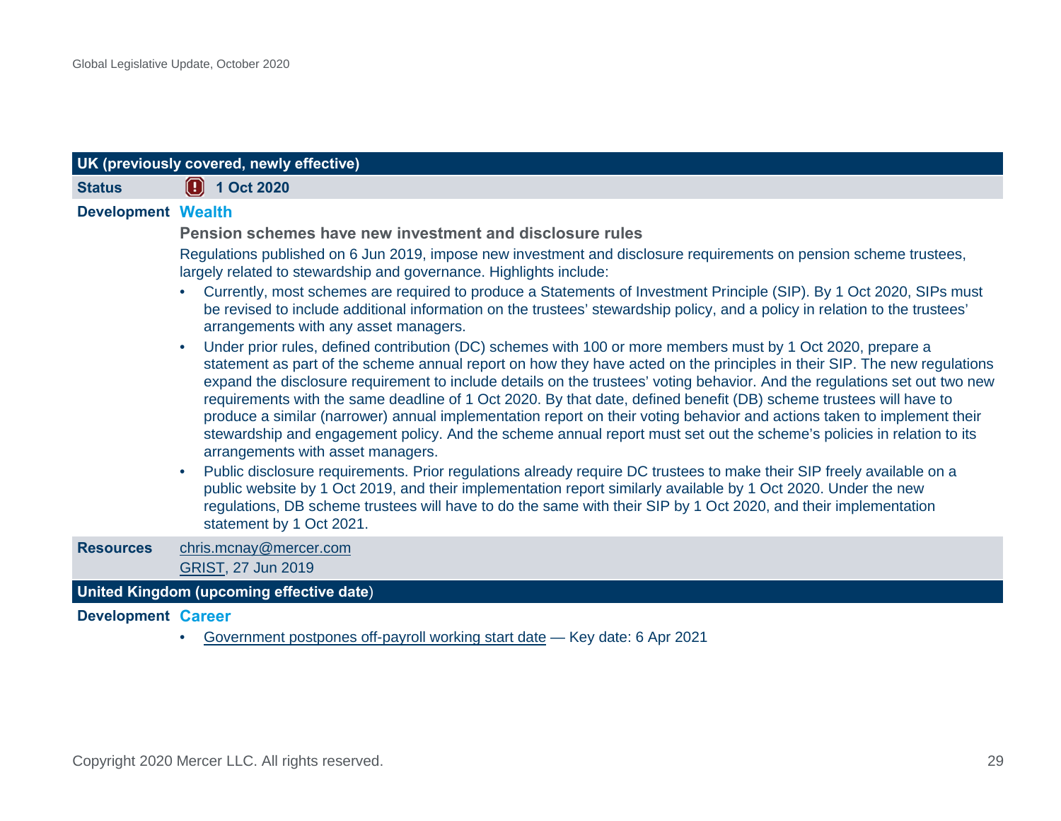| UK (previously covered, newly effective) | |
|---|---|
| **Status** | **1 Oct 2020** |

**Development** **Wealth**

**Pension schemes have new investment and disclosure rules**

Regulations published on 6 Jun 2019, impose new investment and disclosure requirements on pension scheme trustees, largely related to stewardship and governance. Highlights include:

- Currently, most schemes are required to produce a Statements of Investment Principle (SIP). By 1 Oct 2020, SIPs must be revised to include additional information on the trustees' stewardship policy, and a policy in relation to the trustees' arrangements with any asset managers.
- Under prior rules, defined contribution (DC) schemes with 100 or more members must by 1 Oct 2020, prepare a statement as part of the scheme annual report on how they have acted on the principles in their SIP. The new regulations expand the disclosure requirement to include details on the trustees' voting behavior. And the regulations set out two new requirements with the same deadline of 1 Oct 2020. By that date, defined benefit (DB) scheme trustees will have to produce a similar (narrower) annual implementation report on their voting behavior and actions taken to implement their stewardship and engagement policy. And the scheme annual report must set out the scheme's policies in relation to its arrangements with asset managers.
- Public disclosure requirements. Prior regulations already require DC trustees to make their SIP freely available on a public website by 1 Oct 2019, and their implementation report similarly available by 1 Oct 2020. Under the new regulations, DB scheme trustees will have to do the same with their SIP by 1 Oct 2020, and their implementation statement by 1 Oct 2021.

**Resources**

chris.mcnay@mercer.com

GRIST, 27 Jun 2019

| United Kingdom (upcoming effective date) |
|---|

**Development** **Career**

- Government postpones off-payroll working start date — Key date: 6 Apr 2021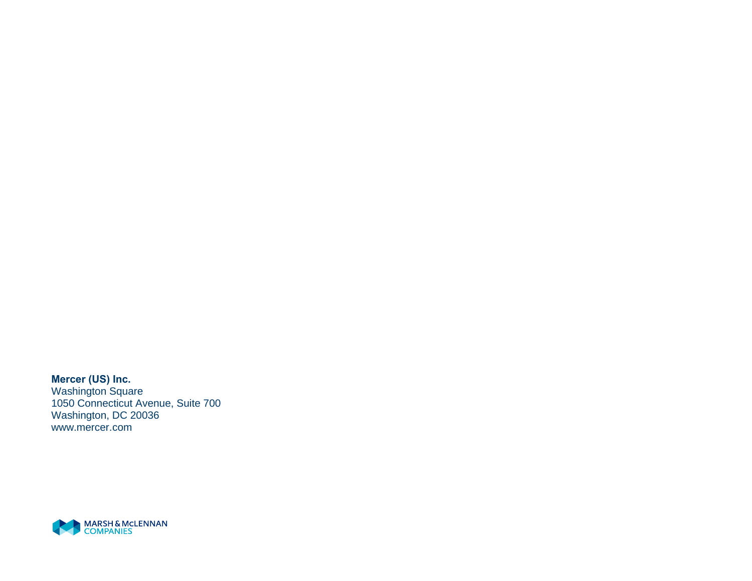**Mercer (US) Inc.**
Washington Square
1050 Connecticut Avenue, Suite 700
Washington, DC 20036
www.mercer.com

MARSH & McLENNAN
COMPANIES